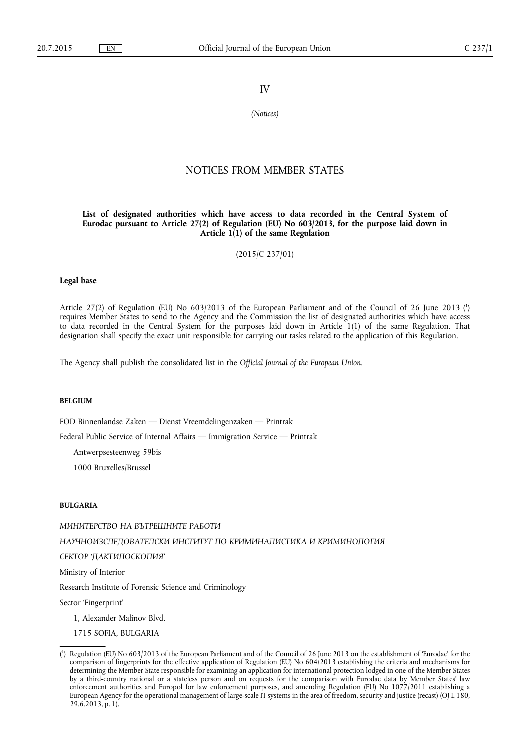IV

*(Notices)*

# NOTICES FROM MEMBER STATES

**List of designated authorities which have access to data recorded in the Central System of Eurodac pursuant to Article 27(2) of Regulation (EU) No 603/2013, for the purpose laid down in Article 1(1) of the same Regulation**

(2015/C 237/01)

**Legal base**

Article 27(2) of Regulation (EU) No 603/2013 of the European Parliament and of the Council of 26 June 2013 [1] requires Member States to send to the Agency and the Commission the list of designated authorities which have access to data recorded in the Central System for the purposes laid down in Article 1(1) of the same Regulation. That designation shall specify the exact unit responsible for carrying out tasks related to the application of this Regulation.

The Agency shall publish the consolidated list in the *Official Journal of the European Union*.

**BELGIUM**

FOD Binnenlandse Zaken — Dienst Vreemdelingenzaken — Printrak

Federal Public Service of Internal Affairs — Immigration Service — Printrak

Antwerpsesteenweg 59bis

1000 Bruxelles/Brussel

**BULGARIA**

*МИНИТЕРСТВО НА ВЪТРЕШНИТЕ РАБОТИ*

*НАУЧНОИЗСЛЕДОВАТЕЛСКИ ИНСТИТУТ ПО КРИМИНАЛИСТИКА И КРИМИНОЛОГИЯ*

*СЕКТОР 'ДАКТИЛОСКОПИЯ'*

Ministry of Interior

Research Institute of Forensic Science and Criminology

Sector 'Fingerprint'

1, Alexander Malinov Blvd.

1715 SOFIA, BULGARIA

---

[1] Regulation (EU) No 603/2013 of the European Parliament and of the Council of 26 June 2013 on the establishment of 'Eurodac' for the comparison of fingerprints for the effective application of Regulation (EU) No 604/2013 establishing the criteria and mechanisms for determining the Member State responsible for examining an application for international protection lodged in one of the Member States by a third-country national or a stateless person and on requests for the comparison with Eurodac data by Member States' law enforcement authorities and Europol for law enforcement purposes, and amending Regulation (EU) No 1077/2011 establishing a European Agency for the operational management of large-scale IT systems in the area of freedom, security and justice (recast) (OJ L 180, 29.6.2013, p. 1).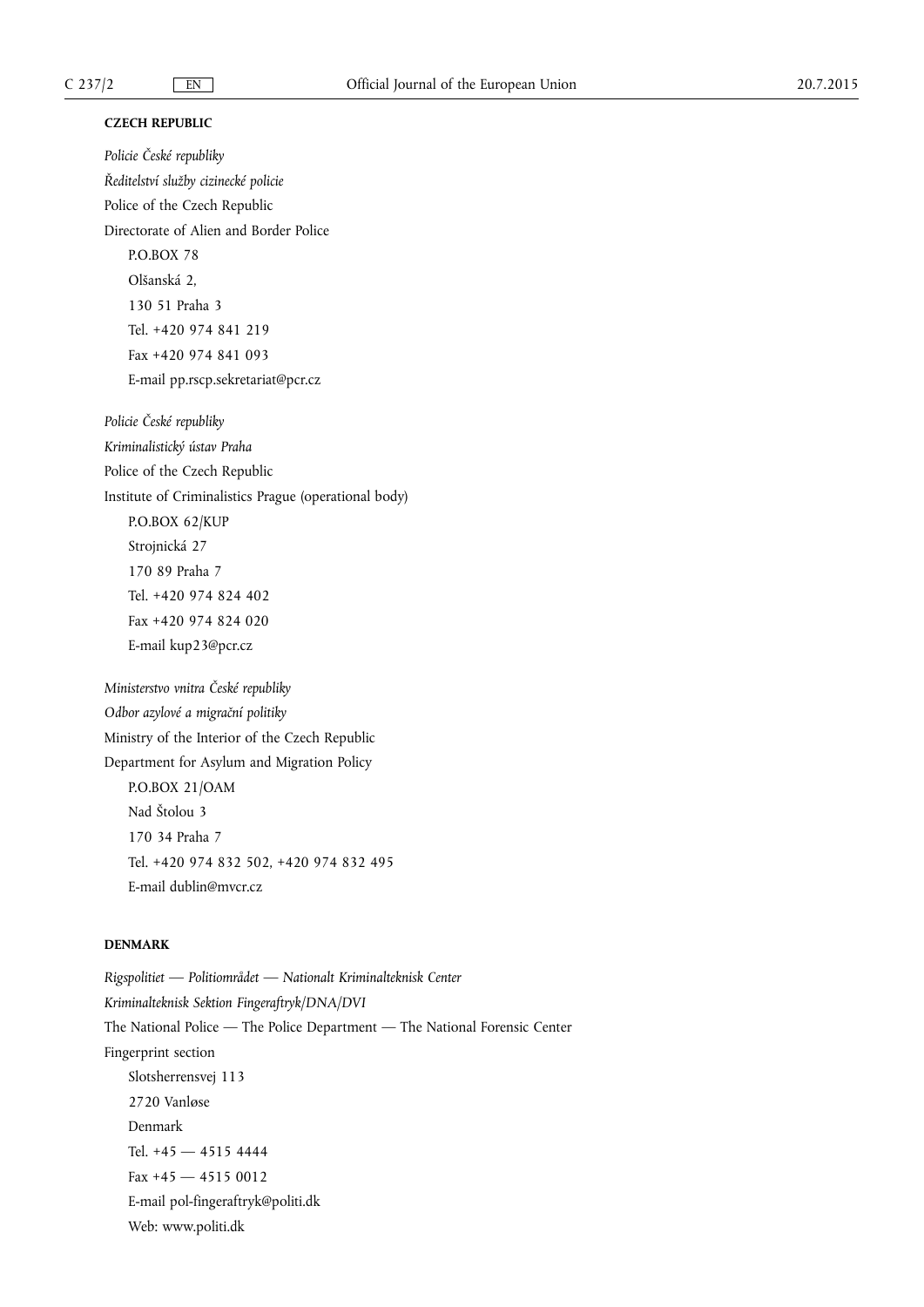**CZECH REPUBLIC**

*Policie České republiky*

*Ředitelství služby cizinecké policie*

Police of the Czech Republic

Directorate of Alien and Border Police

P.O.BOX 78

Olšanská 2,

130 51 Praha 3

Tel. +420 974 841 219

Fax +420 974 841 093

E-mail pp.rscp.sekretariat@pcr.cz

*Policie České republiky*

*Kriminalistický ústav Praha*

Police of the Czech Republic

Institute of Criminalistics Prague (operational body)

P.O.BOX 62/KUP

Strojnická 27

170 89 Praha 7

Tel. +420 974 824 402

Fax +420 974 824 020

E-mail kup23@pcr.cz

*Ministerstvo vnitra České republiky*

*Odbor azylové a migrační politiky*

Ministry of the Interior of the Czech Republic

Department for Asylum and Migration Policy

P.O.BOX 21/OAM

Nad Štolou 3

170 34 Praha 7

Tel. +420 974 832 502, +420 974 832 495

E-mail dublin@mvcr.cz

**DENMARK**

*Rigspolitiet — Politiområdet — Nationalt Kriminalteknisk Center*

*Kriminalteknisk Sektion Fingeraftryk/DNA/DVI*

The National Police — The Police Department — The National Forensic Center

Fingerprint section

Slotsherrensvej 113

2720 Vanløse

Denmark

Tel. +45 — 4515 4444

Fax +45 — 4515 0012

E-mail pol-fingeraftryk@politi.dk

Web: www.politi.dk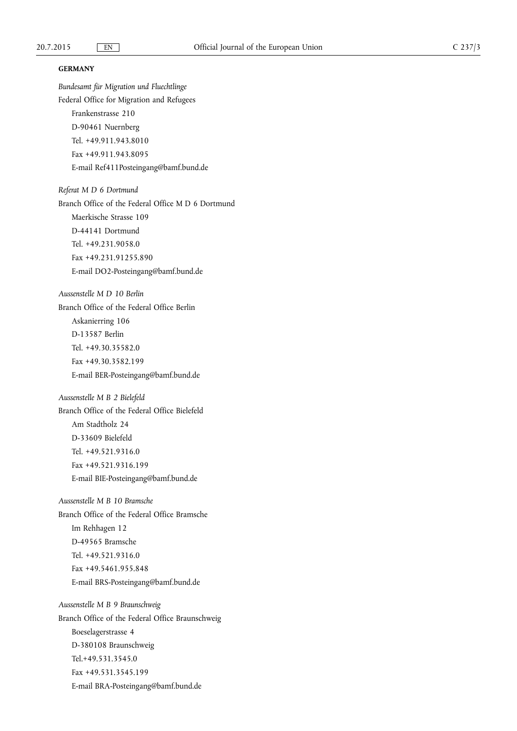**GERMANY**

*Bundesamt für Migration und Fluechtlinge*

Federal Office for Migration and Refugees

Frankenstrasse 210

D-90461 Nuernberg

Tel. +49.911.943.8010

Fax +49.911.943.8095

E-mail Ref411Posteingang@bamf.bund.de

*Referat M D 6 Dortmund*

Branch Office of the Federal Office M D 6 Dortmund

Maerkische Strasse 109

D-44141 Dortmund

Tel. +49.231.9058.0

Fax +49.231.91255.890

E-mail DO2-Posteingang@bamf.bund.de

*Aussenstelle M D 10 Berlin*

Branch Office of the Federal Office Berlin

Askanierring 106

D-13587 Berlin

Tel. +49.30.35582.0

Fax +49.30.3582.199

E-mail BER-Posteingang@bamf.bund.de

*Aussenstelle M B 2 Bielefeld*

Branch Office of the Federal Office Bielefeld

Am Stadtholz 24

D-33609 Bielefeld

Tel. +49.521.9316.0

Fax +49.521.9316.199

E-mail BIE-Posteingang@bamf.bund.de

*Aussenstelle M B 10 Bramsche*

Branch Office of the Federal Office Bramsche

Im Rehhagen 12

D-49565 Bramsche

Tel. +49.521.9316.0

Fax +49.5461.955.848

E-mail BRS-Posteingang@bamf.bund.de

*Aussenstelle M B 9 Braunschweig*

Branch Office of the Federal Office Braunschweig

Boeselagerstrasse 4

D-380108 Braunschweig

Tel.+49.531.3545.0

Fax +49.531.3545.199

E-mail BRA-Posteingang@bamf.bund.de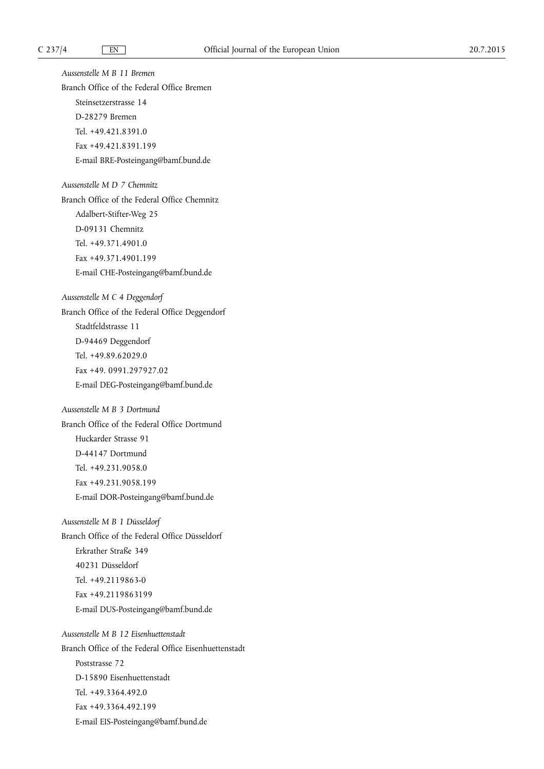*Aussenstelle M B 11 Bremen*

Branch Office of the Federal Office Bremen

Steinsetzerstrasse 14

D-28279 Bremen

Tel. +49.421.8391.0

Fax +49.421.8391.199

E-mail BRE-Posteingang@bamf.bund.de

*Aussenstelle M D 7 Chemnitz*

Branch Office of the Federal Office Chemnitz

Adalbert-Stifter-Weg 25

D-09131 Chemnitz

Tel. +49.371.4901.0

Fax +49.371.4901.199

E-mail CHE-Posteingang@bamf.bund.de

*Aussenstelle M C 4 Deggendorf*

Branch Office of the Federal Office Deggendorf

Stadtfeldstrasse 11

D-94469 Deggendorf

Tel. +49.89.62029.0

Fax +49. 0991.297927.02

E-mail DEG-Posteingang@bamf.bund.de

*Aussenstelle M B 3 Dortmund*

Branch Office of the Federal Office Dortmund

Huckarder Strasse 91

D-44147 Dortmund

Tel. +49.231.9058.0

Fax +49.231.9058.199

E-mail DOR-Posteingang@bamf.bund.de

*Aussenstelle M B 1 Düsseldorf*

Branch Office of the Federal Office Düsseldorf

Erkrather Straße 349

40231 Düsseldorf

Tel. +49.2119863-0

Fax +49.2119863199

E-mail DUS-Posteingang@bamf.bund.de

*Aussenstelle M B 12 Eisenhuettenstadt*

Branch Office of the Federal Office Eisenhuettenstadt

Poststrasse 72

D-15890 Eisenhuettenstadt

Tel. +49.3364.492.0

Fax +49.3364.492.199

E-mail EIS-Posteingang@bamf.bund.de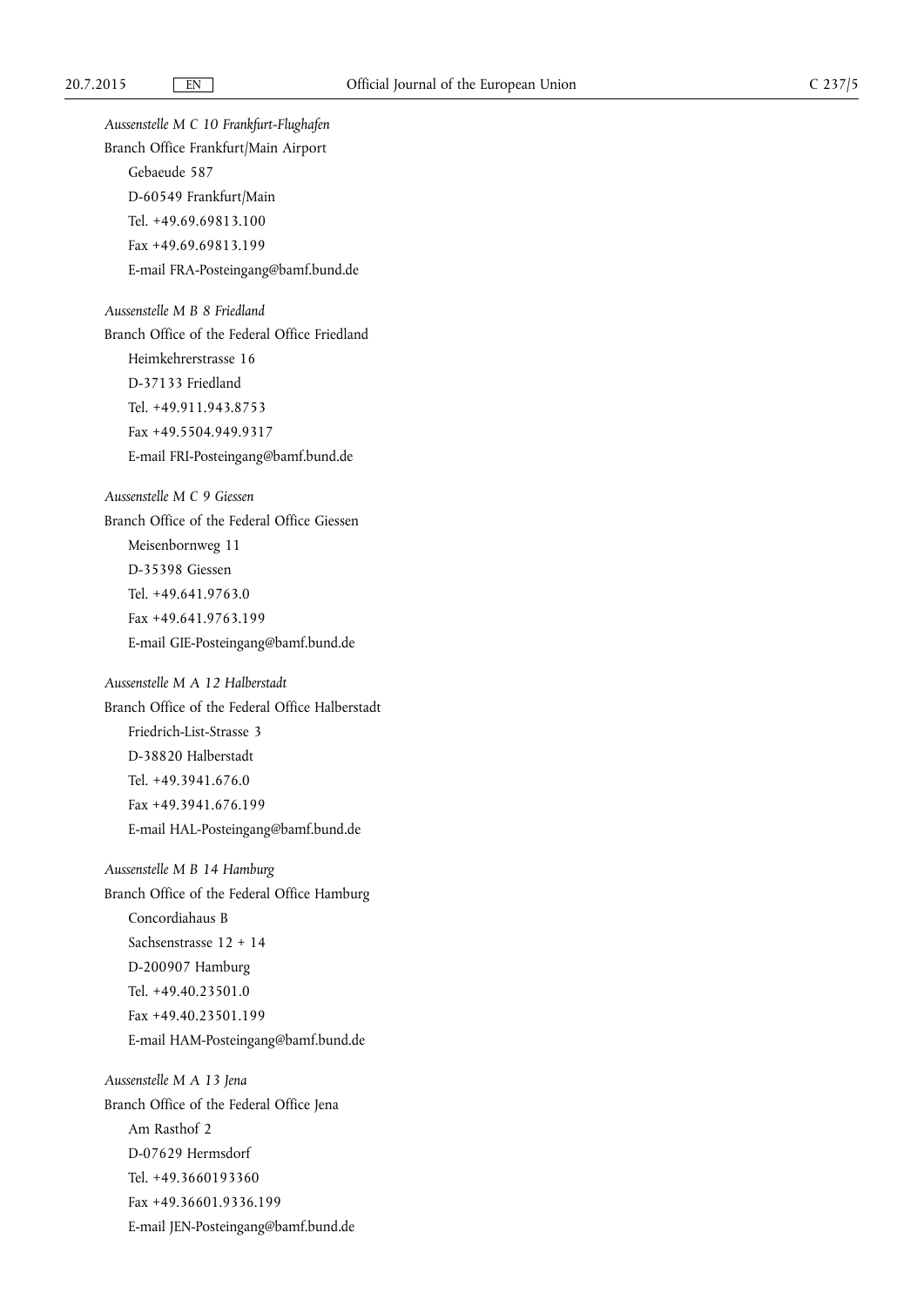*Aussenstelle M C 10 Frankfurt-Flughafen*

Branch Office Frankfurt/Main Airport

Gebaeude 587

D-60549 Frankfurt/Main

Tel. +49.69.69813.100

Fax +49.69.69813.199

E-mail FRA-Posteingang@bamf.bund.de

*Aussenstelle M B 8 Friedland*

Branch Office of the Federal Office Friedland

Heimkehrerstrasse 16

D-37133 Friedland

Tel. +49.911.943.8753

Fax +49.5504.949.9317

E-mail FRI-Posteingang@bamf.bund.de

*Aussenstelle M C 9 Giessen*

Branch Office of the Federal Office Giessen

Meisenbornweg 11

D-35398 Giessen

Tel. +49.641.9763.0

Fax +49.641.9763.199

E-mail GIE-Posteingang@bamf.bund.de

*Aussenstelle M A 12 Halberstadt*

Branch Office of the Federal Office Halberstadt

Friedrich-List-Strasse 3

D-38820 Halberstadt

Tel. +49.3941.676.0

Fax +49.3941.676.199

E-mail HAL-Posteingang@bamf.bund.de

*Aussenstelle M B 14 Hamburg*

Branch Office of the Federal Office Hamburg

Concordiahaus B

Sachsenstrasse 12 + 14

D-200907 Hamburg

Tel. +49.40.23501.0

Fax +49.40.23501.199

E-mail HAM-Posteingang@bamf.bund.de

*Aussenstelle M A 13 Jena*

Branch Office of the Federal Office Jena

Am Rasthof 2

D-07629 Hermsdorf

Tel. +49.3660193360

Fax +49.36601.9336.199

E-mail JEN-Posteingang@bamf.bund.de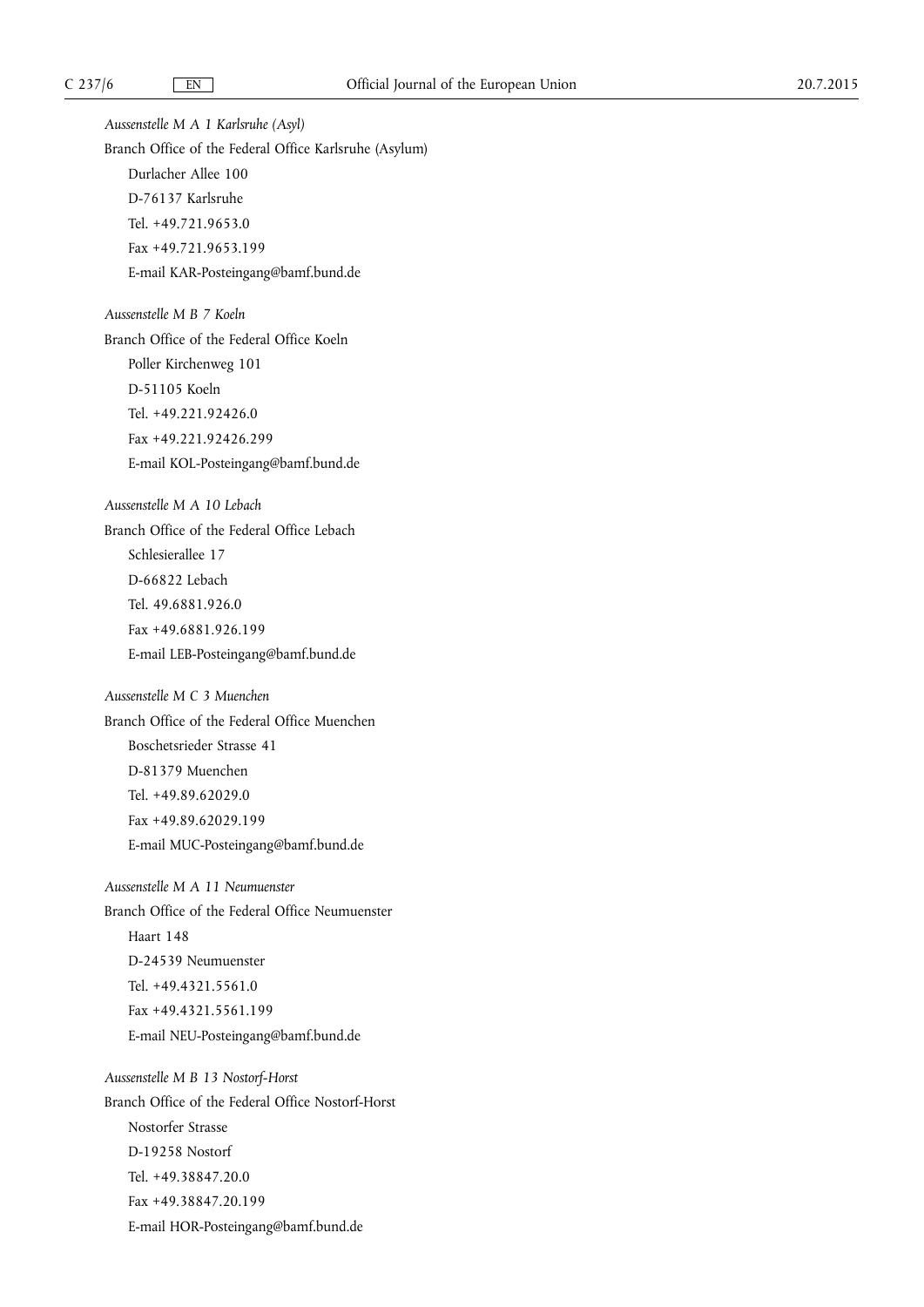*Aussenstelle M A 1 Karlsruhe (Asyl)*

Branch Office of the Federal Office Karlsruhe (Asylum)

Durlacher Allee 100

D-76137 Karlsruhe

Tel. +49.721.9653.0

Fax +49.721.9653.199

E-mail KAR-Posteingang@bamf.bund.de

*Aussenstelle M B 7 Koeln*

Branch Office of the Federal Office Koeln

Poller Kirchenweg 101

D-51105 Koeln

Tel. +49.221.92426.0

Fax +49.221.92426.299

E-mail KOL-Posteingang@bamf.bund.de

*Aussenstelle M A 10 Lebach*

Branch Office of the Federal Office Lebach

Schlesierallee 17

D-66822 Lebach

Tel. 49.6881.926.0

Fax +49.6881.926.199

E-mail LEB-Posteingang@bamf.bund.de

*Aussenstelle M C 3 Muenchen*

Branch Office of the Federal Office Muenchen

Boschetsrieder Strasse 41

D-81379 Muenchen

Tel. +49.89.62029.0

Fax +49.89.62029.199

E-mail MUC-Posteingang@bamf.bund.de

*Aussenstelle M A 11 Neumuenster*

Branch Office of the Federal Office Neumuenster

Haart 148

D-24539 Neumuenster

Tel. +49.4321.5561.0

Fax +49.4321.5561.199

E-mail NEU-Posteingang@bamf.bund.de

*Aussenstelle M B 13 Nostorf-Horst*

Branch Office of the Federal Office Nostorf-Horst

Nostorfer Strasse

D-19258 Nostorf

Tel. +49.38847.20.0

Fax +49.38847.20.199

E-mail HOR-Posteingang@bamf.bund.de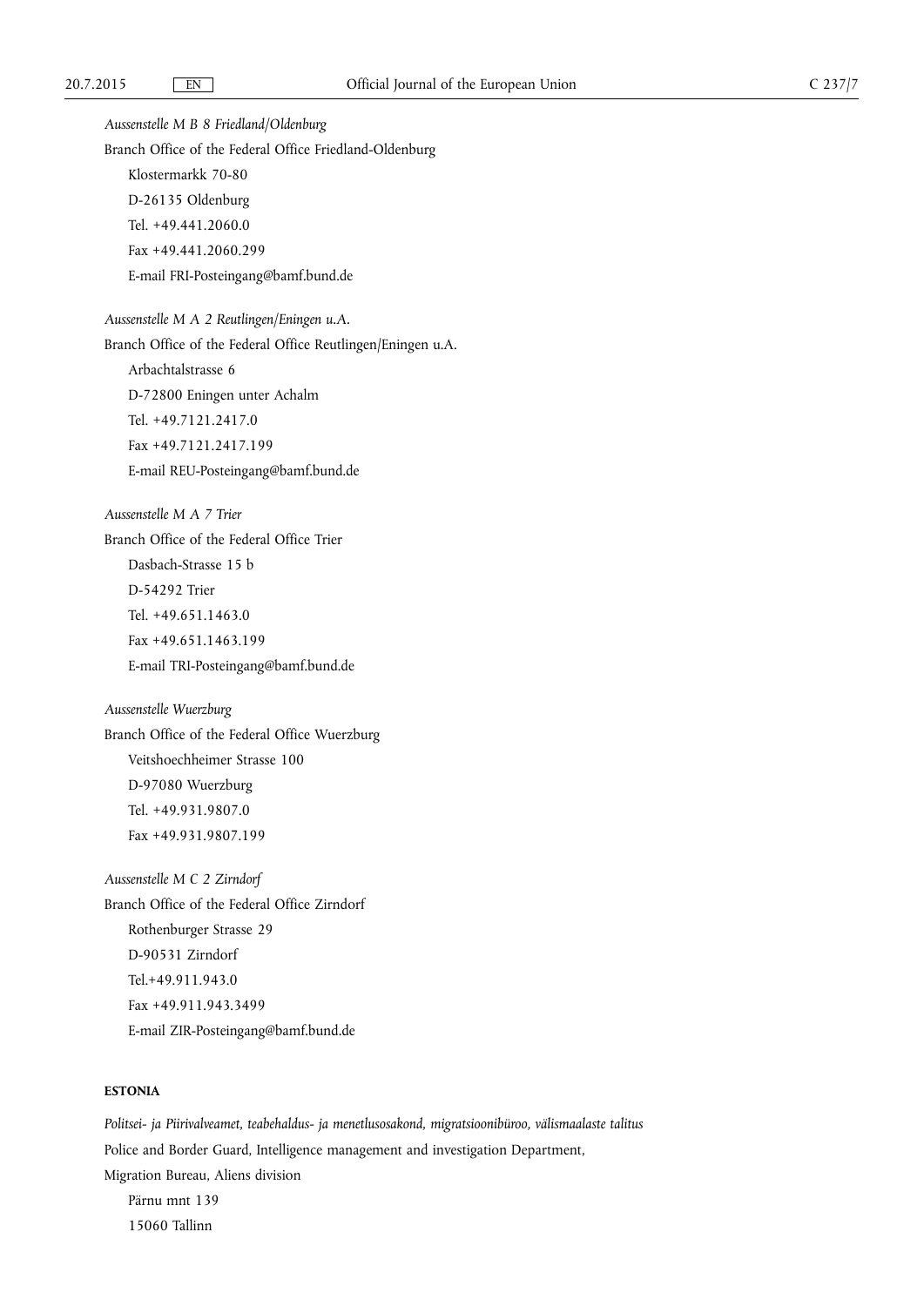*Aussenstelle M B 8 Friedland/Oldenburg*

Branch Office of the Federal Office Friedland-Oldenburg

Klostermarkk 70-80

D-26135 Oldenburg

Tel. +49.441.2060.0

Fax +49.441.2060.299

E-mail FRI-Posteingang@bamf.bund.de

*Aussenstelle M A 2 Reutlingen/Eningen u.A.*

Branch Office of the Federal Office Reutlingen/Eningen u.A.

Arbachtalstrasse 6

D-72800 Eningen unter Achalm

Tel. +49.7121.2417.0

Fax +49.7121.2417.199

E-mail REU-Posteingang@bamf.bund.de

*Aussenstelle M A 7 Trier*

Branch Office of the Federal Office Trier

Dasbach-Strasse 15 b

D-54292 Trier

Tel. +49.651.1463.0

Fax +49.651.1463.199

E-mail TRI-Posteingang@bamf.bund.de

*Aussenstelle Wuerzburg*

Branch Office of the Federal Office Wuerzburg

Veitshoechheimer Strasse 100

D-97080 Wuerzburg

Tel. +49.931.9807.0

Fax +49.931.9807.199

*Aussenstelle M C 2 Zirndorf*

Branch Office of the Federal Office Zirndorf

Rothenburger Strasse 29

D-90531 Zirndorf

Tel.+49.911.943.0

Fax +49.911.943.3499

E-mail ZIR-Posteingang@bamf.bund.de

**ESTONIA**

*Politsei- ja Piirivalveamet, teabehaldus- ja menetlusosakond, migratsioonibüroo, välismaalaste talitus*

Police and Border Guard, Intelligence management and investigation Department,

Migration Bureau, Aliens division

Pärnu mnt 139

15060 Tallinn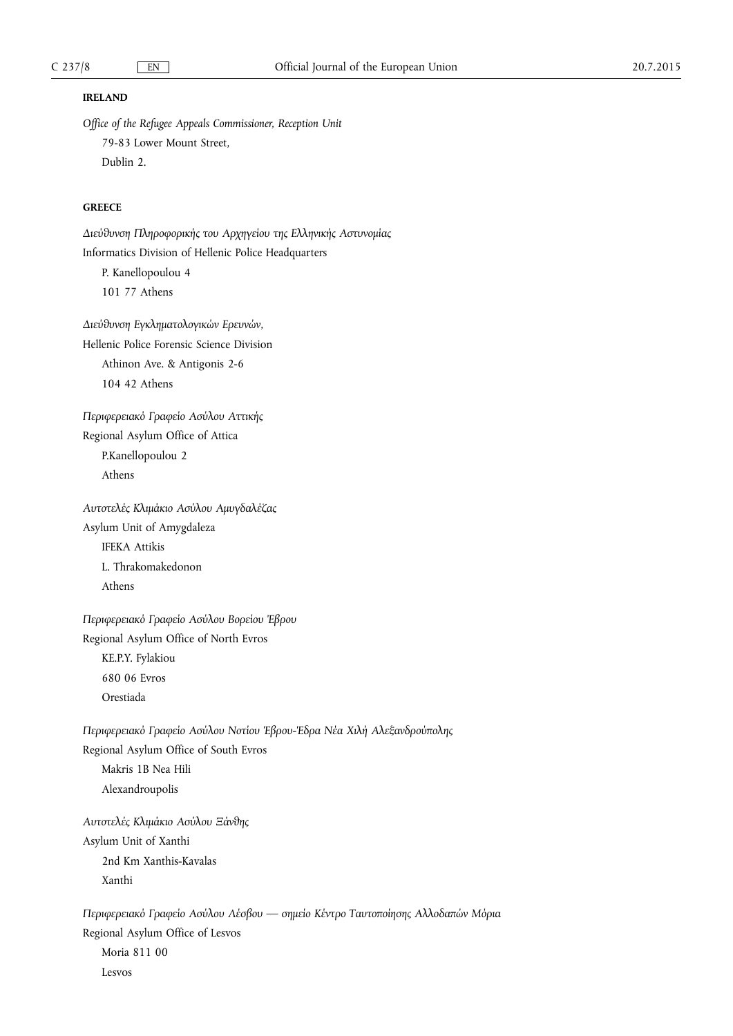**IRELAND**

*Office of the Refugee Appeals Commissioner, Reception Unit*

79-83 Lower Mount Street,

Dublin 2.

**GREECE**

*Διεύθυνση Πληροφορικής του Αρχηγείου της Ελληνικής Αστυνομίας*

Informatics Division of Hellenic Police Headquarters

P. Kanellopoulou 4

101 77 Athens

*Διεύθυνση Εγκληματολογικών Ερευνών,*

Hellenic Police Forensic Science Division

Athinon Ave. & Antigonis 2-6

104 42 Athens

*Περιφερειακό Γραφείο Ασύλου Αττικής*

Regional Asylum Office of Attica

P.Kanellopoulou 2

Athens

*Αυτοτελές Κλιμάκιο Ασύλου Αμυγδαλέζας*

Asylum Unit of Amygdaleza

IFEKA Attikis

L. Thrakomakedonon

Athens

*Περιφερειακό Γραφείο Ασύλου Βορείου Έβρου*

Regional Asylum Office of North Evros

KE.P.Y. Fylakiou

680 06 Evros

Orestiada

*Περιφερειακό Γραφείο Ασύλου Νοτίου Έβρου-Έδρα Νέα Χιλή Αλεξανδρούπολης*

Regional Asylum Office of South Evros

Makris 1B Nea Hili

Alexandroupolis

*Αυτοτελές Κλιμάκιο Ασύλου Ξάνθης*

Asylum Unit of Xanthi

2nd Km Xanthis-Kavalas

Xanthi

*Περιφερειακό Γραφείο Ασύλου Λέσβου — σημείο Κέντρο Ταυτοποίησης Αλλοδαπών Μόρια*

Regional Asylum Office of Lesvos

Moria 811 00

Lesvos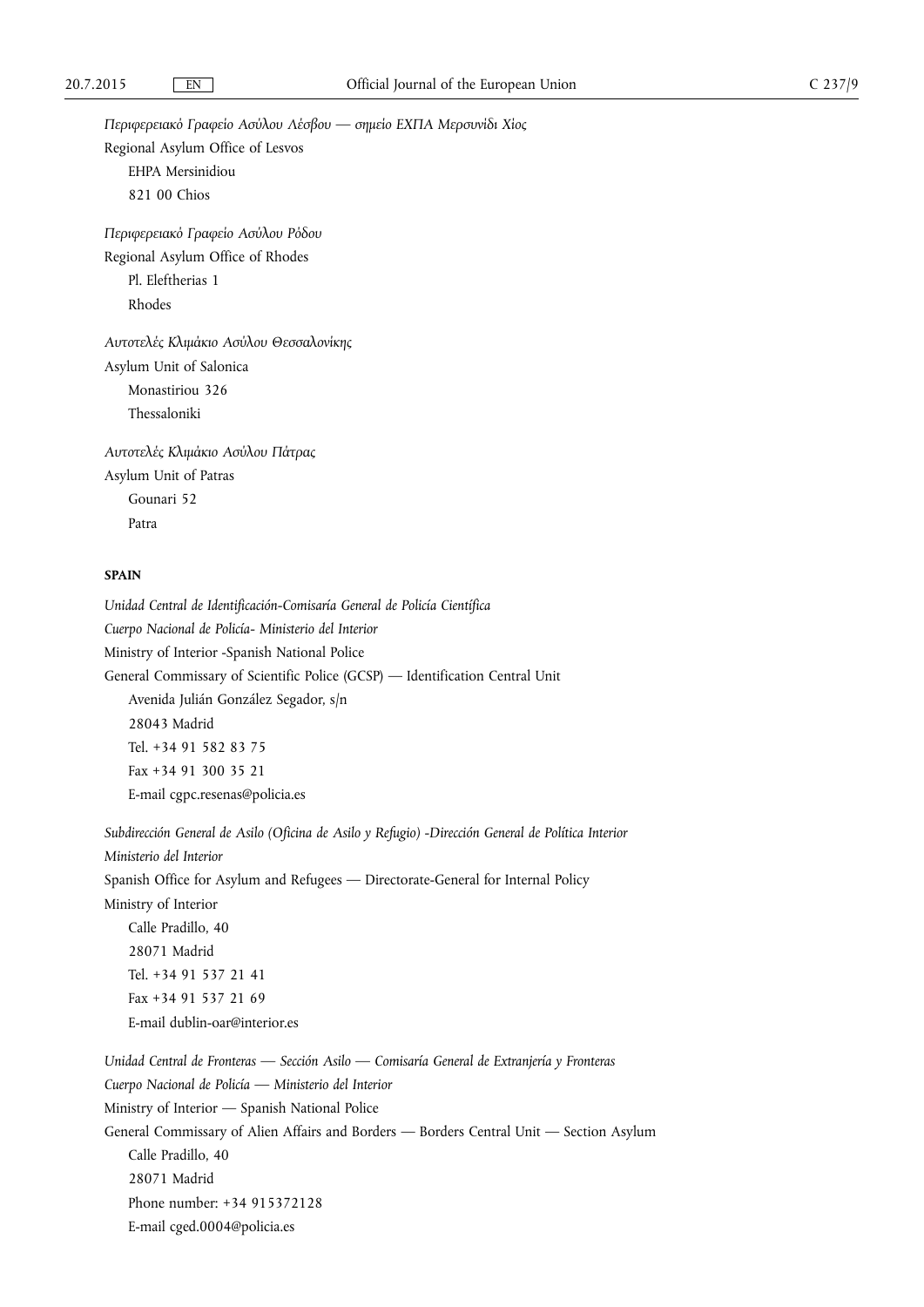*Περιφερειακό Γραφείο Ασύλου Λέσβου — σημείο ΕΧΠΑ Μερσυνίδι Χίος*

Regional Asylum Office of Lesvos

EHPA Mersinidiou

821 00 Chios

*Περιφερειακό Γραφείο Ασύλου Ρόδου*

Regional Asylum Office of Rhodes

Pl. Eleftherias 1

Rhodes

*Αυτοτελές Κλιμάκιο Ασύλου Θεσσαλονίκης*

Asylum Unit of Salonica

Monastiriou 326

Thessaloniki

*Αυτοτελές Κλιμάκιο Ασύλου Πάτρας*

Asylum Unit of Patras

Gounari 52

Patra

**SPAIN**

*Unidad Central de Identificación-Comisaría General de Policía Científica*

*Cuerpo Nacional de Policía- Ministerio del Interior*

Ministry of Interior -Spanish National Police

General Commissary of Scientific Police (GCSP) — Identification Central Unit

Avenida Julián González Segador, s/n

28043 Madrid

Tel. +34 91 582 83 75

Fax +34 91 300 35 21

E-mail cgpc.resenas@policia.es

*Subdirección General de Asilo (Oficina de Asilo y Refugio) -Dirección General de Política Interior*

*Ministerio del Interior*

Spanish Office for Asylum and Refugees — Directorate-General for Internal Policy

Ministry of Interior

Calle Pradillo, 40

28071 Madrid

Tel. +34 91 537 21 41

Fax +34 91 537 21 69

E-mail dublin-oar@interior.es

*Unidad Central de Fronteras — Sección Asilo — Comisaría General de Extranjería y Fronteras*

*Cuerpo Nacional de Policía — Ministerio del Interior*

Ministry of Interior — Spanish National Police

General Commissary of Alien Affairs and Borders — Borders Central Unit — Section Asylum

Calle Pradillo, 40

28071 Madrid

Phone number: +34 915372128

E-mail cged.0004@policia.es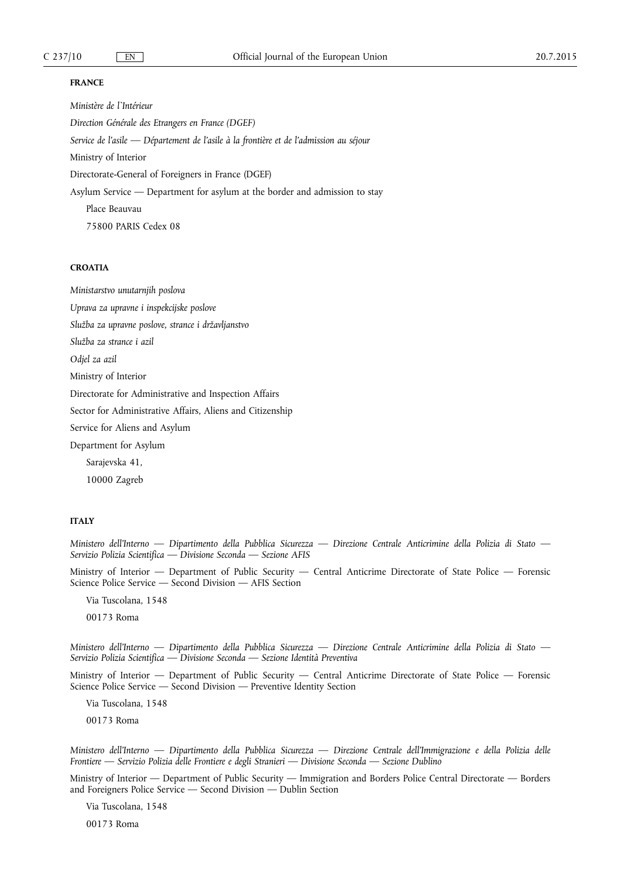**FRANCE**

*Ministère de l`Intérieur*

*Direction Générale des Etrangers en France (DGEF)*

*Service de l'asile — Département de l'asile à la frontière et de l'admission au séjour*

Ministry of Interior

Directorate-General of Foreigners in France (DGEF)

Asylum Service — Department for asylum at the border and admission to stay

Place Beauvau

75800 PARIS Cedex 08

**CROATIA**

*Ministarstvo unutarnjih poslova*

*Uprava za upravne i inspekcijske poslove*

*Služba za upravne poslove, strance i državljanstvo*

*Služba za strance i azil*

*Odjel za azil*

Ministry of Interior

Directorate for Administrative and Inspection Affairs

Sector for Administrative Affairs, Aliens and Citizenship

Service for Aliens and Asylum

Department for Asylum

Sarajevska 41,

10000 Zagreb

**ITALY**

*Ministero dell'Interno — Dipartimento della Pubblica Sicurezza — Direzione Centrale Anticrimine della Polizia di Stato — Servizio Polizia Scientifica — Divisione Seconda — Sezione AFIS*

Ministry of Interior — Department of Public Security — Central Anticrime Directorate of State Police — Forensic Science Police Service — Second Division — AFIS Section

Via Tuscolana, 1548

00173 Roma

*Ministero dell'Interno — Dipartimento della Pubblica Sicurezza — Direzione Centrale Anticrimine della Polizia di Stato — Servizio Polizia Scientifica — Divisione Seconda — Sezione Identità Preventiva*

Ministry of Interior — Department of Public Security — Central Anticrime Directorate of State Police — Forensic Science Police Service — Second Division — Preventive Identity Section

Via Tuscolana, 1548

00173 Roma

*Ministero dell'Interno — Dipartimento della Pubblica Sicurezza — Direzione Centrale dell'Immigrazione e della Polizia delle Frontiere — Servizio Polizia delle Frontiere e degli Stranieri — Divisione Seconda — Sezione Dublino*

Ministry of Interior — Department of Public Security — Immigration and Borders Police Central Directorate — Borders and Foreigners Police Service — Second Division — Dublin Section

Via Tuscolana, 1548

00173 Roma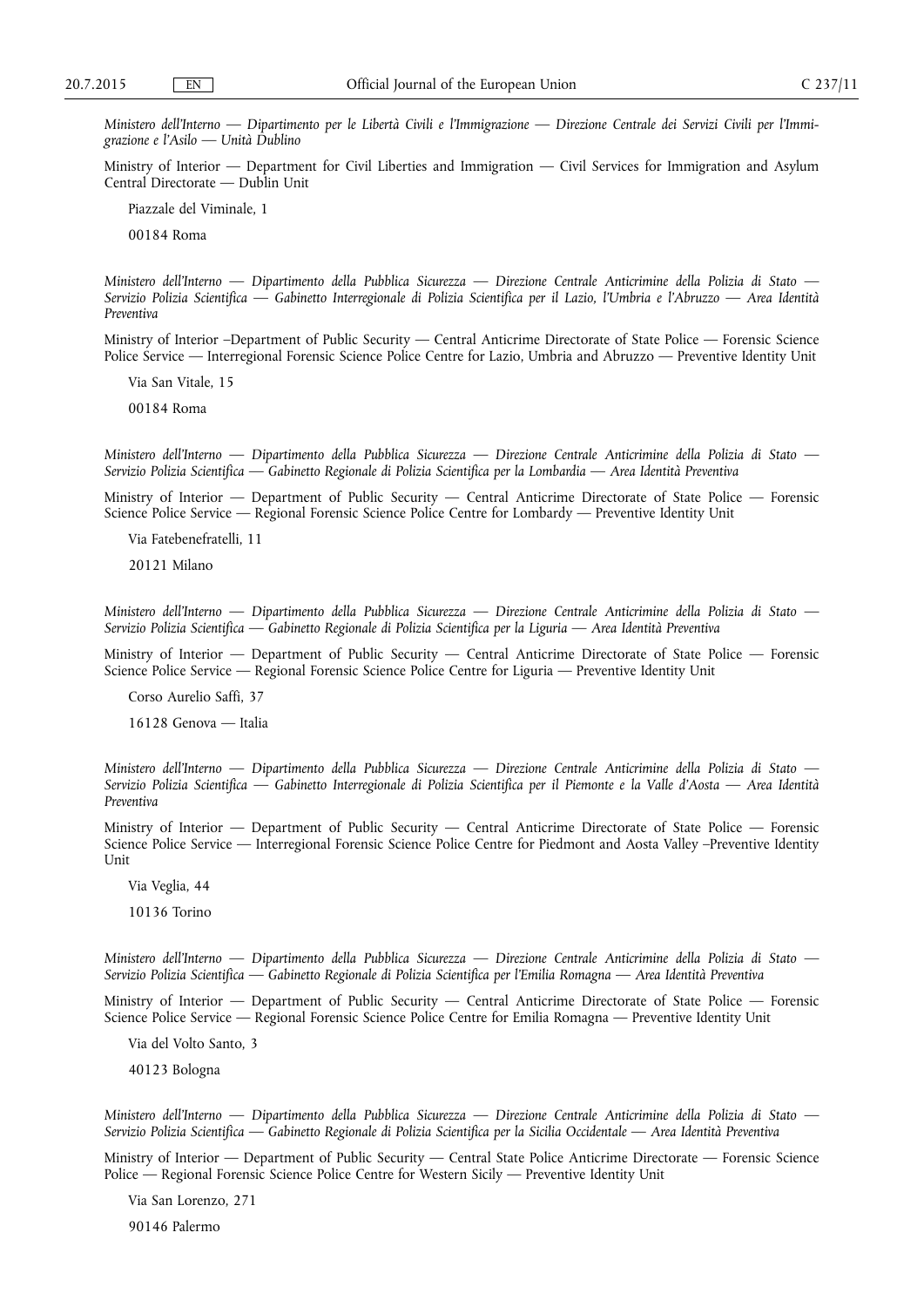*Ministero dell'Interno — Dipartimento per le Libertà Civili e l'Immigrazione — Direzione Centrale dei Servizi Civili per l'Immigrazione e l'Asilo — Unità Dublino*

Ministry of Interior — Department for Civil Liberties and Immigration — Civil Services for Immigration and Asylum Central Directorate — Dublin Unit

Piazzale del Viminale, 1

00184 Roma

*Ministero dell'Interno — Dipartimento della Pubblica Sicurezza — Direzione Centrale Anticrimine della Polizia di Stato — Servizio Polizia Scientifica — Gabinetto Interregionale di Polizia Scientifica per il Lazio, l'Umbria e l'Abruzzo — Area Identità Preventiva*

Ministry of Interior –Department of Public Security — Central Anticrime Directorate of State Police — Forensic Science Police Service — Interregional Forensic Science Police Centre for Lazio, Umbria and Abruzzo — Preventive Identity Unit

Via San Vitale, 15

00184 Roma

*Ministero dell'Interno — Dipartimento della Pubblica Sicurezza — Direzione Centrale Anticrimine della Polizia di Stato — Servizio Polizia Scientifica — Gabinetto Regionale di Polizia Scientifica per la Lombardia — Area Identità Preventiva*

Ministry of Interior — Department of Public Security — Central Anticrime Directorate of State Police — Forensic Science Police Service — Regional Forensic Science Police Centre for Lombardy — Preventive Identity Unit

Via Fatebenefratelli, 11

20121 Milano

*Ministero dell'Interno — Dipartimento della Pubblica Sicurezza — Direzione Centrale Anticrimine della Polizia di Stato — Servizio Polizia Scientifica — Gabinetto Regionale di Polizia Scientifica per la Liguria — Area Identità Preventiva*

Ministry of Interior — Department of Public Security — Central Anticrime Directorate of State Police — Forensic Science Police Service — Regional Forensic Science Police Centre for Liguria — Preventive Identity Unit

Corso Aurelio Saffi, 37

16128 Genova — Italia

*Ministero dell'Interno — Dipartimento della Pubblica Sicurezza — Direzione Centrale Anticrimine della Polizia di Stato — Servizio Polizia Scientifica — Gabinetto Interregionale di Polizia Scientifica per il Piemonte e la Valle d'Aosta — Area Identità Preventiva*

Ministry of Interior — Department of Public Security — Central Anticrime Directorate of State Police — Forensic Science Police Service — Interregional Forensic Science Police Centre for Piedmont and Aosta Valley –Preventive Identity Unit

Via Veglia, 44

10136 Torino

*Ministero dell'Interno — Dipartimento della Pubblica Sicurezza — Direzione Centrale Anticrimine della Polizia di Stato — Servizio Polizia Scientifica — Gabinetto Regionale di Polizia Scientifica per l'Emilia Romagna — Area Identità Preventiva*

Ministry of Interior — Department of Public Security — Central Anticrime Directorate of State Police — Forensic Science Police Service — Regional Forensic Science Police Centre for Emilia Romagna — Preventive Identity Unit

Via del Volto Santo, 3

40123 Bologna

*Ministero dell'Interno — Dipartimento della Pubblica Sicurezza — Direzione Centrale Anticrimine della Polizia di Stato — Servizio Polizia Scientifica — Gabinetto Regionale di Polizia Scientifica per la Sicilia Occidentale — Area Identità Preventiva*

Ministry of Interior — Department of Public Security — Central State Police Anticrime Directorate — Forensic Science Police — Regional Forensic Science Police Centre for Western Sicily — Preventive Identity Unit

Via San Lorenzo, 271

90146 Palermo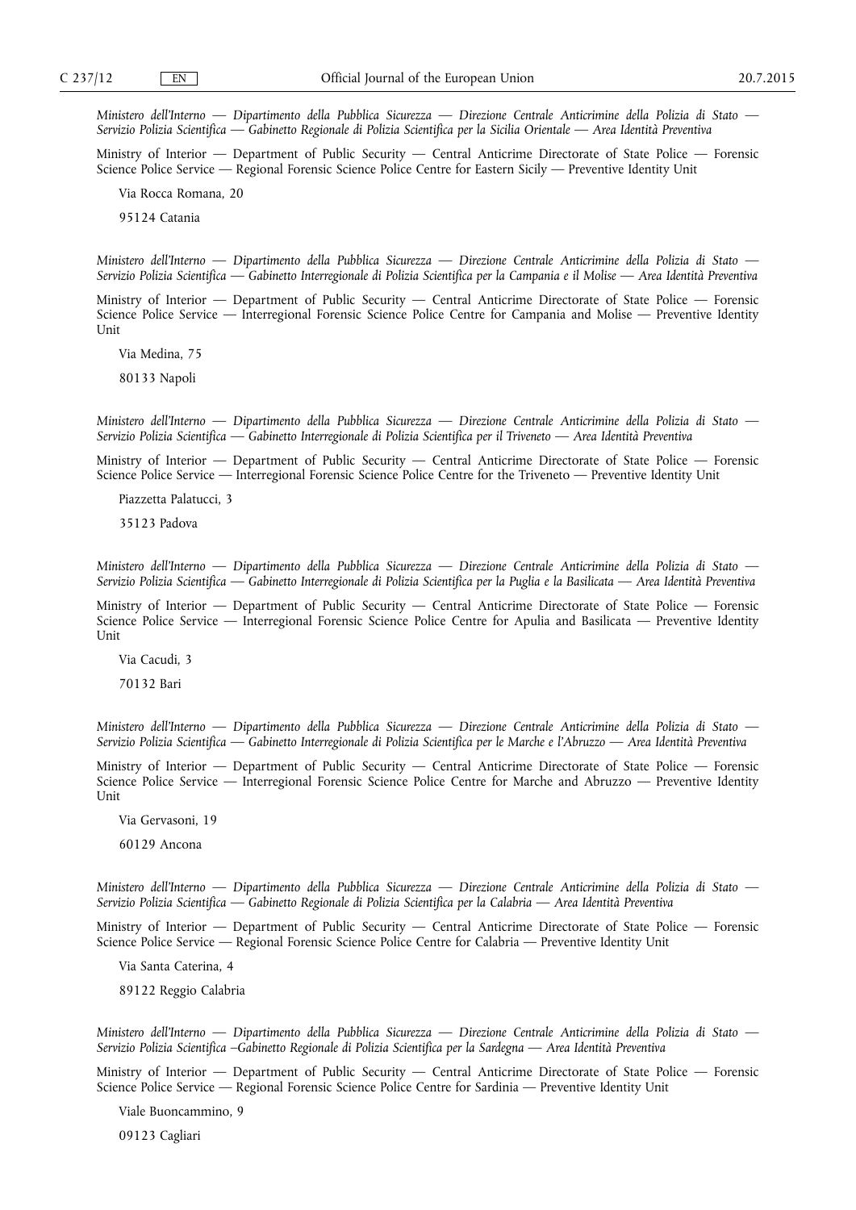*Ministero dell'Interno — Dipartimento della Pubblica Sicurezza — Direzione Centrale Anticrimine della Polizia di Stato — Servizio Polizia Scientifica — Gabinetto Regionale di Polizia Scientifica per la Sicilia Orientale — Area Identità Preventiva*

Ministry of Interior — Department of Public Security — Central Anticrime Directorate of State Police — Forensic Science Police Service — Regional Forensic Science Police Centre for Eastern Sicily — Preventive Identity Unit

Via Rocca Romana, 20

95124 Catania

*Ministero dell'Interno — Dipartimento della Pubblica Sicurezza — Direzione Centrale Anticrimine della Polizia di Stato — Servizio Polizia Scientifica — Gabinetto Interregionale di Polizia Scientifica per la Campania e il Molise — Area Identità Preventiva*

Ministry of Interior — Department of Public Security — Central Anticrime Directorate of State Police — Forensic Science Police Service — Interregional Forensic Science Police Centre for Campania and Molise — Preventive Identity Unit

Via Medina, 75

80133 Napoli

*Ministero dell'Interno — Dipartimento della Pubblica Sicurezza — Direzione Centrale Anticrimine della Polizia di Stato — Servizio Polizia Scientifica — Gabinetto Interregionale di Polizia Scientifica per il Triveneto — Area Identità Preventiva*

Ministry of Interior — Department of Public Security — Central Anticrime Directorate of State Police — Forensic Science Police Service — Interregional Forensic Science Police Centre for the Triveneto — Preventive Identity Unit

Piazzetta Palatucci, 3

35123 Padova

*Ministero dell'Interno — Dipartimento della Pubblica Sicurezza — Direzione Centrale Anticrimine della Polizia di Stato — Servizio Polizia Scientifica — Gabinetto Interregionale di Polizia Scientifica per la Puglia e la Basilicata — Area Identità Preventiva*

Ministry of Interior — Department of Public Security — Central Anticrime Directorate of State Police — Forensic Science Police Service — Interregional Forensic Science Police Centre for Apulia and Basilicata — Preventive Identity Unit

Via Cacudi, 3

70132 Bari

*Ministero dell'Interno — Dipartimento della Pubblica Sicurezza — Direzione Centrale Anticrimine della Polizia di Stato — Servizio Polizia Scientifica — Gabinetto Interregionale di Polizia Scientifica per le Marche e l'Abruzzo — Area Identità Preventiva*

Ministry of Interior — Department of Public Security — Central Anticrime Directorate of State Police — Forensic Science Police Service — Interregional Forensic Science Police Centre for Marche and Abruzzo — Preventive Identity Unit

Via Gervasoni, 19

60129 Ancona

*Ministero dell'Interno — Dipartimento della Pubblica Sicurezza — Direzione Centrale Anticrimine della Polizia di Stato — Servizio Polizia Scientifica — Gabinetto Regionale di Polizia Scientifica per la Calabria — Area Identità Preventiva*

Ministry of Interior — Department of Public Security — Central Anticrime Directorate of State Police — Forensic Science Police Service — Regional Forensic Science Police Centre for Calabria — Preventive Identity Unit

Via Santa Caterina, 4

89122 Reggio Calabria

*Ministero dell'Interno — Dipartimento della Pubblica Sicurezza — Direzione Centrale Anticrimine della Polizia di Stato — Servizio Polizia Scientifica –Gabinetto Regionale di Polizia Scientifica per la Sardegna — Area Identità Preventiva*

Ministry of Interior — Department of Public Security — Central Anticrime Directorate of State Police — Forensic Science Police Service — Regional Forensic Science Police Centre for Sardinia — Preventive Identity Unit

Viale Buoncammino, 9

09123 Cagliari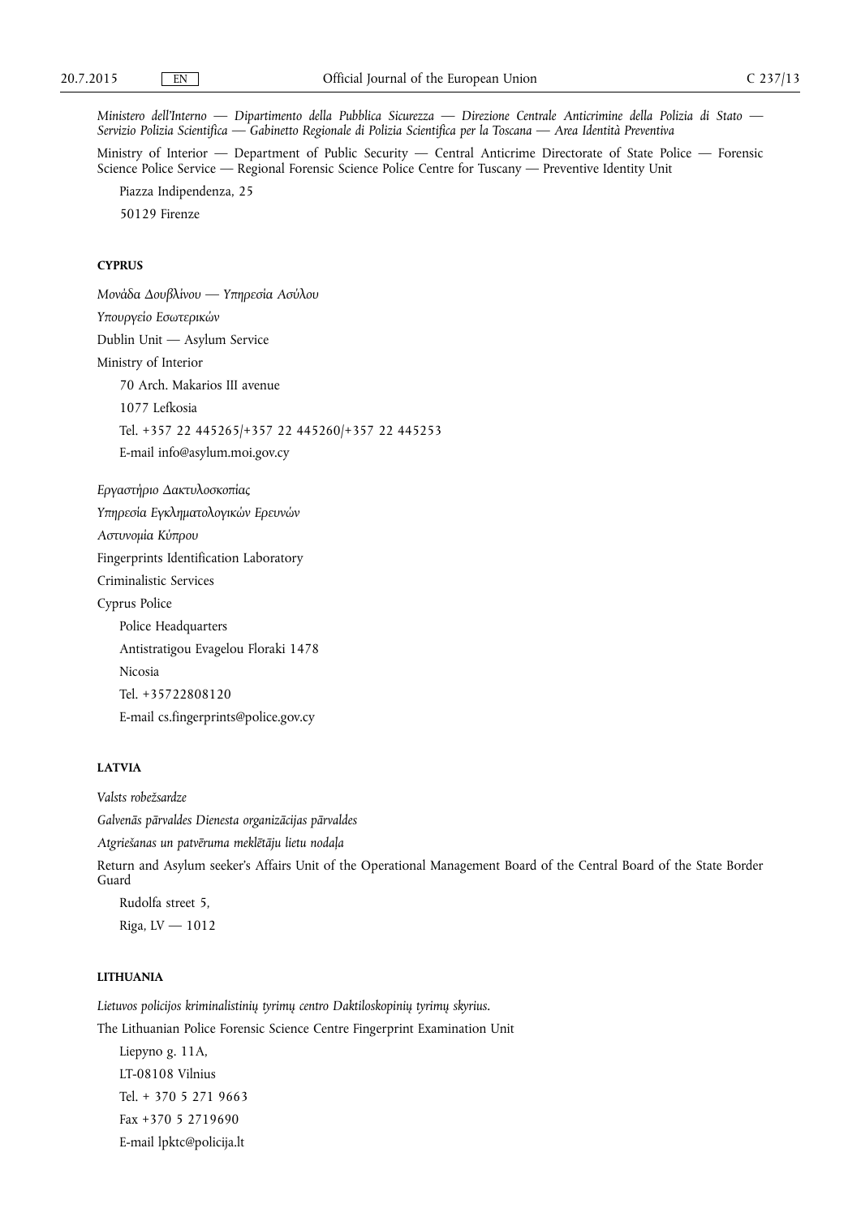*Ministero dell'Interno — Dipartimento della Pubblica Sicurezza — Direzione Centrale Anticrimine della Polizia di Stato — Servizio Polizia Scientifica — Gabinetto Regionale di Polizia Scientifica per la Toscana — Area Identità Preventiva*

Ministry of Interior — Department of Public Security — Central Anticrime Directorate of State Police — Forensic Science Police Service — Regional Forensic Science Police Centre for Tuscany — Preventive Identity Unit

Piazza Indipendenza, 25

50129 Firenze

**CYPRUS**

*Μονάδα Δουβλίνου — Υπηρεσία Ασύλου*

*Υπουργείο Εσωτερικών*

Dublin Unit — Asylum Service

Ministry of Interior

70 Arch. Makarios III avenue

1077 Lefkosia

Tel. +357 22 445265/+357 22 445260/+357 22 445253

E-mail info@asylum.moi.gov.cy

*Εργαστήριο Δακτυλοσκοπίας*

*Υπηρεσία Εγκληματολογικών Ερευνών*

*Αστυνομία Κύπρου*

Fingerprints Identification Laboratory

Criminalistic Services

Cyprus Police

Police Headquarters

Antistratigou Evagelou Floraki 1478

Nicosia

Tel. +35722808120

E-mail cs.fingerprints@police.gov.cy

**LATVIA**

*Valsts robežsardze*

*Galvenās pārvaldes Dienesta organizācijas pārvaldes*

*Atgriešanas un patvēruma meklētāju lietu nodaļa*

Return and Asylum seeker's Affairs Unit of the Operational Management Board of the Central Board of the State Border Guard

Rudolfa street 5,

Riga, LV — 1012

**LITHUANIA**

*Lietuvos policijos kriminalistinių tyrimų centro Daktiloskopinių tyrimų skyrius.*

The Lithuanian Police Forensic Science Centre Fingerprint Examination Unit

Liepyno g. 11A,

LT-08108 Vilnius

Tel. + 370 5 271 9663

Fax +370 5 2719690

E-mail lpktc@policija.lt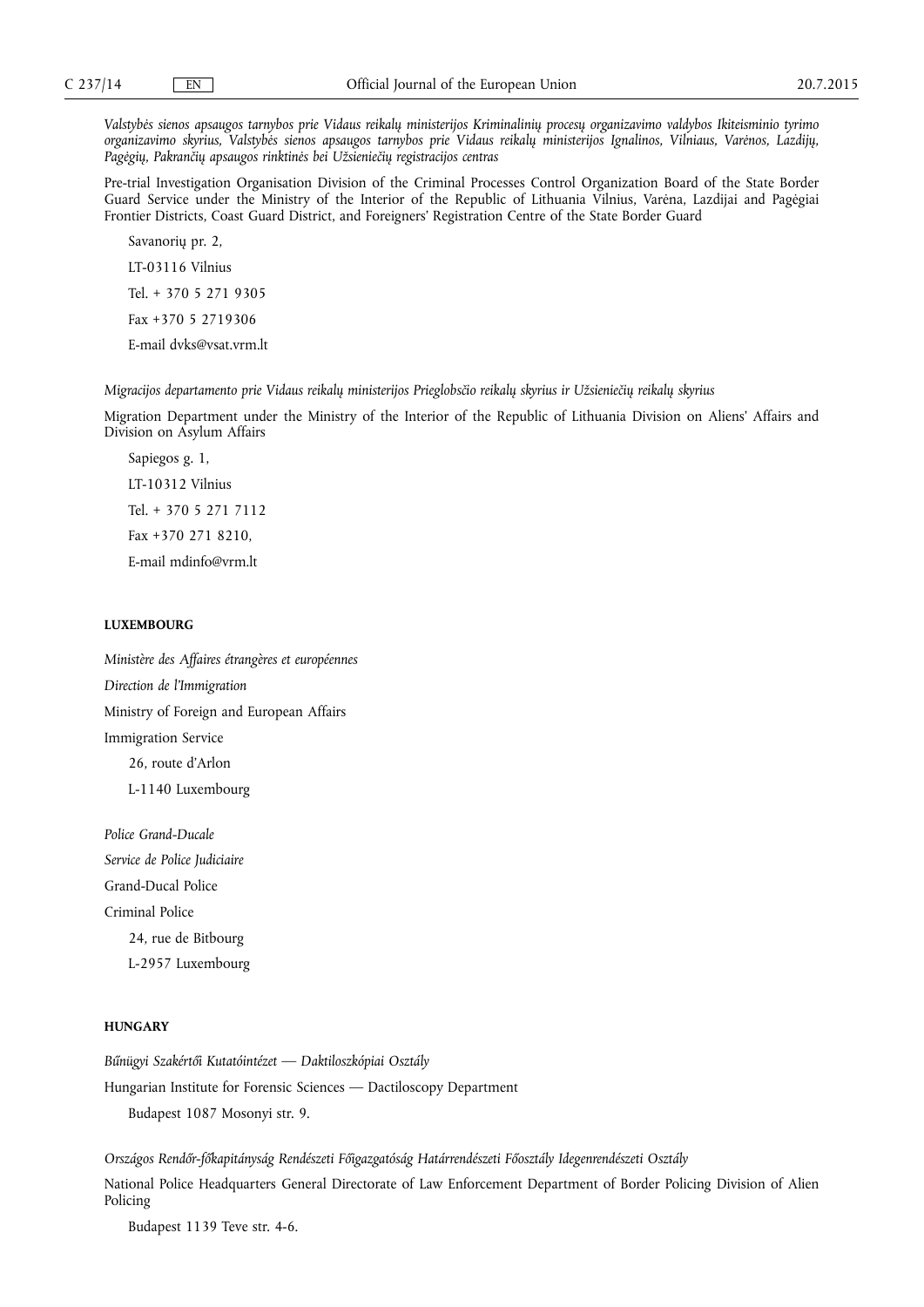*Valstybės sienos apsaugos tarnybos prie Vidaus reikalų ministerijos Kriminalinių procesų organizavimo valdybos Ikiteisminio tyrimo organizavimo skyrius, Valstybės sienos apsaugos tarnybos prie Vidaus reikalų ministerijos Ignalinos, Vilniaus, Varėnos, Lazdijų, Pagėgių, Pakrančių apsaugos rinktinės bei Užsieniečių registracijos centras*

Pre-trial Investigation Organisation Division of the Criminal Processes Control Organization Board of the State Border Guard Service under the Ministry of the Interior of the Republic of Lithuania Vilnius, Varėna, Lazdijai and Pagėgiai Frontier Districts, Coast Guard District, and Foreigners' Registration Centre of the State Border Guard

Savanorių pr. 2,

LT-03116 Vilnius

Tel. + 370 5 271 9305

Fax +370 5 2719306

E-mail dvks@vsat.vrm.lt

*Migracijos departamento prie Vidaus reikalų ministerijos Prieglobsčio reikalų skyrius ir Užsieniečių reikalų skyrius*

Migration Department under the Ministry of the Interior of the Republic of Lithuania Division on Aliens' Affairs and Division on Asylum Affairs

Sapiegos g. 1,

LT-10312 Vilnius

Tel. + 370 5 271 7112

Fax +370 271 8210,

E-mail mdinfo@vrm.lt

**LUXEMBOURG**

*Ministère des Affaires étrangères et européennes*

*Direction de l'Immigration*

Ministry of Foreign and European Affairs

Immigration Service

26, route d'Arlon

L-1140 Luxembourg

*Police Grand-Ducale*

*Service de Police Judiciaire*

Grand-Ducal Police

Criminal Police

24, rue de Bitbourg

L-2957 Luxembourg

**HUNGARY**

*Bűnügyi Szakértői Kutatóintézet — Daktiloszkópiai Osztály*

Hungarian Institute for Forensic Sciences — Dactiloscopy Department

Budapest 1087 Mosonyi str. 9.

*Országos Rendőr-főkapitányság Rendészeti Főigazgatóság Határrendészeti Főosztály Idegenrendészeti Osztály*

National Police Headquarters General Directorate of Law Enforcement Department of Border Policing Division of Alien Policing

Budapest 1139 Teve str. 4-6.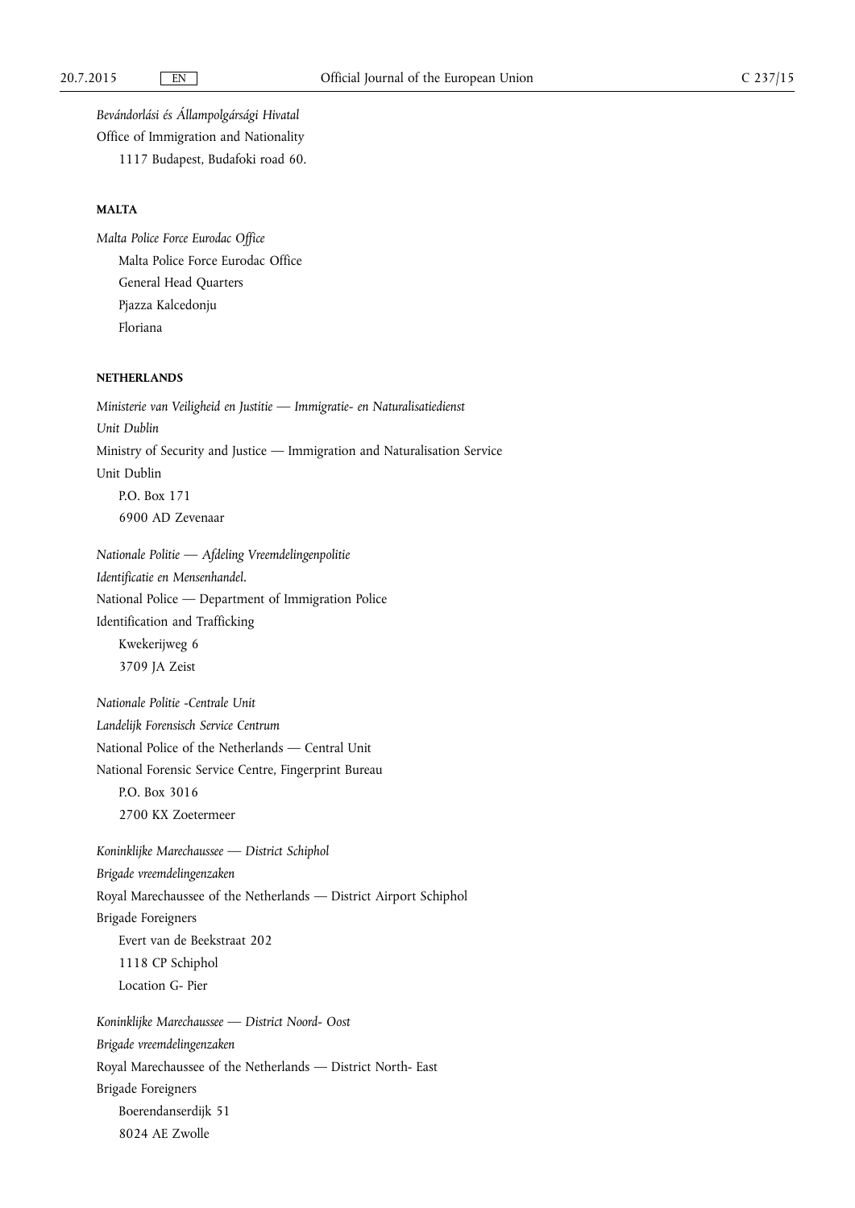*Bevándorlási és Állampolgársági Hivatal*

Office of Immigration and Nationality

1117 Budapest, Budafoki road 60.

**MALTA**

*Malta Police Force Eurodac Office*

Malta Police Force Eurodac Office

General Head Quarters

Pjazza Kalcedonju

Floriana

**NETHERLANDS**

*Ministerie van Veiligheid en Justitie — Immigratie- en Naturalisatiedienst*

*Unit Dublin*

Ministry of Security and Justice — Immigration and Naturalisation Service

Unit Dublin

P.O. Box 171

6900 AD Zevenaar

*Nationale Politie — Afdeling Vreemdelingenpolitie*

*Identificatie en Mensenhandel.*

National Police — Department of Immigration Police

Identification and Trafficking

Kwekerijweg 6

3709 JA Zeist

*Nationale Politie -Centrale Unit*

*Landelijk Forensisch Service Centrum*

National Police of the Netherlands — Central Unit

National Forensic Service Centre, Fingerprint Bureau

P.O. Box 3016

2700 KX Zoetermeer

*Koninklijke Marechaussee — District Schiphol*

*Brigade vreemdelingenzaken*

Royal Marechaussee of the Netherlands — District Airport Schiphol

Brigade Foreigners

Evert van de Beekstraat 202

1118 CP Schiphol

Location G- Pier

*Koninklijke Marechaussee — District Noord- Oost*

*Brigade vreemdelingenzaken*

Royal Marechaussee of the Netherlands — District North- East

Brigade Foreigners

Boerendanserdijk 51

8024 AE Zwolle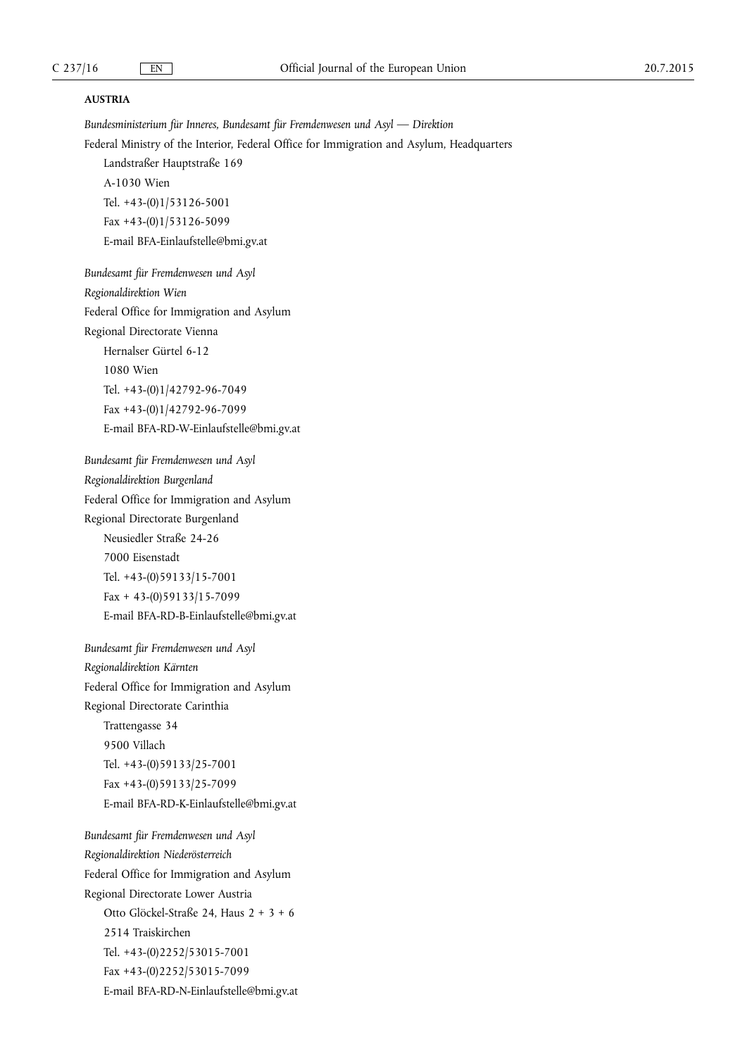**AUSTRIA**

*Bundesministerium für Inneres, Bundesamt für Fremdenwesen und Asyl — Direktion*

Federal Ministry of the Interior, Federal Office for Immigration and Asylum, Headquarters

Landstraßer Hauptstraße 169

A-1030 Wien

Tel. +43-(0)1/53126-5001

Fax +43-(0)1/53126-5099

E-mail BFA-Einlaufstelle@bmi.gv.at

*Bundesamt für Fremdenwesen und Asyl*

*Regionaldirektion Wien*

Federal Office for Immigration and Asylum

Regional Directorate Vienna

Hernalser Gürtel 6-12

1080 Wien

Tel. +43-(0)1/42792-96-7049

Fax +43-(0)1/42792-96-7099

E-mail BFA-RD-W-Einlaufstelle@bmi.gv.at

*Bundesamt für Fremdenwesen und Asyl*

*Regionaldirektion Burgenland*

Federal Office for Immigration and Asylum

Regional Directorate Burgenland

Neusiedler Straße 24-26

7000 Eisenstadt

Tel. +43-(0)59133/15-7001

Fax + 43-(0)59133/15-7099

E-mail BFA-RD-B-Einlaufstelle@bmi.gv.at

*Bundesamt für Fremdenwesen und Asyl*

*Regionaldirektion Kärnten*

Federal Office for Immigration and Asylum

Regional Directorate Carinthia

Trattengasse 34

9500 Villach

Tel. +43-(0)59133/25-7001

Fax +43-(0)59133/25-7099

E-mail BFA-RD-K-Einlaufstelle@bmi.gv.at

*Bundesamt für Fremdenwesen und Asyl*

*Regionaldirektion Niederösterreich*

Federal Office for Immigration and Asylum

Regional Directorate Lower Austria

Otto Glöckel-Straße 24, Haus 2 + 3 + 6

2514 Traiskirchen

Tel. +43-(0)2252/53015-7001

Fax +43-(0)2252/53015-7099

E-mail BFA-RD-N-Einlaufstelle@bmi.gv.at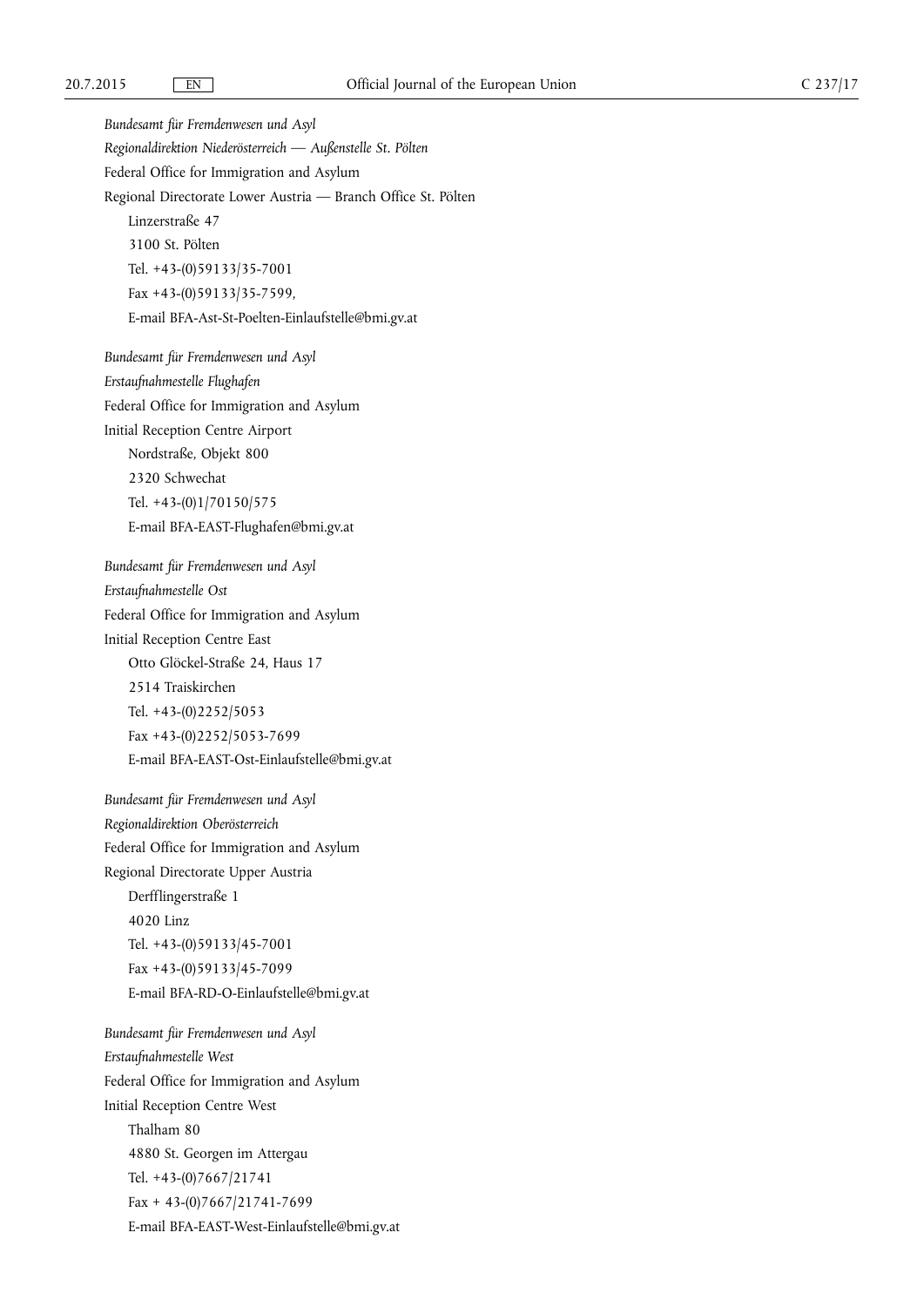*Bundesamt für Fremdenwesen und Asyl*

*Regionaldirektion Niederösterreich — Außenstelle St. Pölten*

Federal Office for Immigration and Asylum

Regional Directorate Lower Austria — Branch Office St. Pölten

Linzerstraße 47

3100 St. Pölten

Tel. +43-(0)59133/35-7001

Fax +43-(0)59133/35-7599,

E-mail BFA-Ast-St-Poelten-Einlaufstelle@bmi.gv.at

*Bundesamt für Fremdenwesen und Asyl*

*Erstaufnahmestelle Flughafen*

Federal Office for Immigration and Asylum

Initial Reception Centre Airport

Nordstraße, Objekt 800

2320 Schwechat

Tel. +43-(0)1/70150/575

E-mail BFA-EAST-Flughafen@bmi.gv.at

*Bundesamt für Fremdenwesen und Asyl*

*Erstaufnahmestelle Ost*

Federal Office for Immigration and Asylum

Initial Reception Centre East

Otto Glöckel-Straße 24, Haus 17

2514 Traiskirchen

Tel. +43-(0)2252/5053

Fax +43-(0)2252/5053-7699

E-mail BFA-EAST-Ost-Einlaufstelle@bmi.gv.at

*Bundesamt für Fremdenwesen und Asyl*

*Regionaldirektion Oberösterreich*

Federal Office for Immigration and Asylum

Regional Directorate Upper Austria

Derfflingerstraße 1

4020 Linz

Tel. +43-(0)59133/45-7001

Fax +43-(0)59133/45-7099

E-mail BFA-RD-O-Einlaufstelle@bmi.gv.at

*Bundesamt für Fremdenwesen und Asyl*

*Erstaufnahmestelle West*

Federal Office for Immigration and Asylum

Initial Reception Centre West

Thalham 80

4880 St. Georgen im Attergau

Tel. +43-(0)7667/21741

Fax + 43-(0)7667/21741-7699

E-mail BFA-EAST-West-Einlaufstelle@bmi.gv.at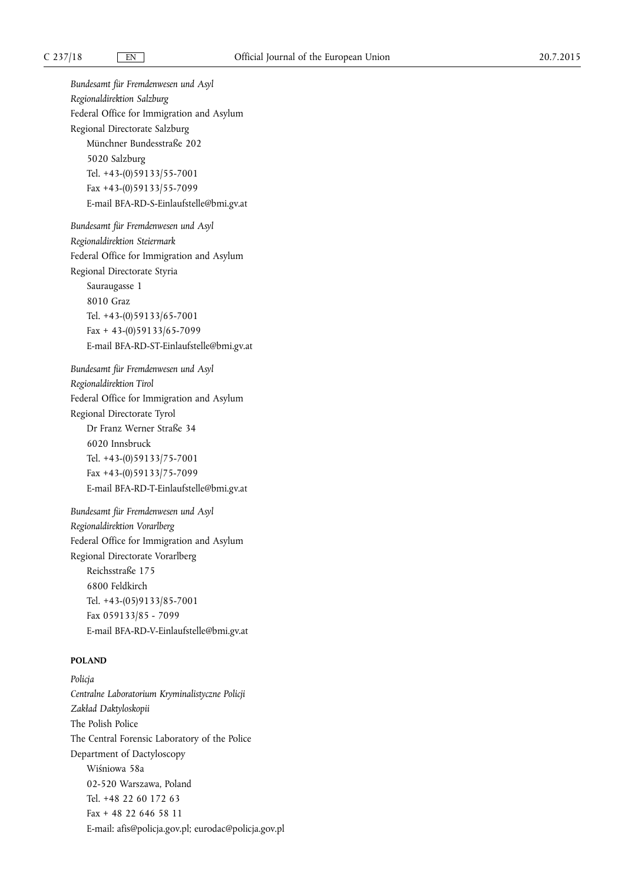*Bundesamt für Fremdenwesen und Asyl*
*Regionaldirektion Salzburg*
Federal Office for Immigration and Asylum
Regional Directorate Salzburg
Münchner Bundesstraße 202
5020 Salzburg
Tel. +43-(0)59133/55-7001
Fax +43-(0)59133/55-7099
E-mail BFA-RD-S-Einlaufstelle@bmi.gv.at

*Bundesamt für Fremdenwesen und Asyl*
*Regionaldirektion Steiermark*
Federal Office for Immigration and Asylum
Regional Directorate Styria
Sauraugasse 1
8010 Graz
Tel. +43-(0)59133/65-7001
Fax + 43-(0)59133/65-7099
E-mail BFA-RD-ST-Einlaufstelle@bmi.gv.at

*Bundesamt für Fremdenwesen und Asyl*
*Regionaldirektion Tirol*
Federal Office for Immigration and Asylum
Regional Directorate Tyrol
Dr Franz Werner Straße 34
6020 Innsbruck
Tel. +43-(0)59133/75-7001
Fax +43-(0)59133/75-7099
E-mail BFA-RD-T-Einlaufstelle@bmi.gv.at

*Bundesamt für Fremdenwesen und Asyl*
*Regionaldirektion Vorarlberg*
Federal Office for Immigration and Asylum
Regional Directorate Vorarlberg
Reichsstraße 175
6800 Feldkirch
Tel. +43-(05)9133/85-7001
Fax 059133/85 - 7099
E-mail BFA-RD-V-Einlaufstelle@bmi.gv.at

**POLAND**

*Policja*
*Centralne Laboratorium Kryminalistyczne Policji*
*Zakład Daktyloskopii*
The Polish Police
The Central Forensic Laboratory of the Police
Department of Dactyloscopy
Wiśniowa 58a
02-520 Warszawa, Poland
Tel. +48 22 60 172 63
Fax + 48 22 646 58 11
E-mail: afis@policja.gov.pl; eurodac@policja.gov.pl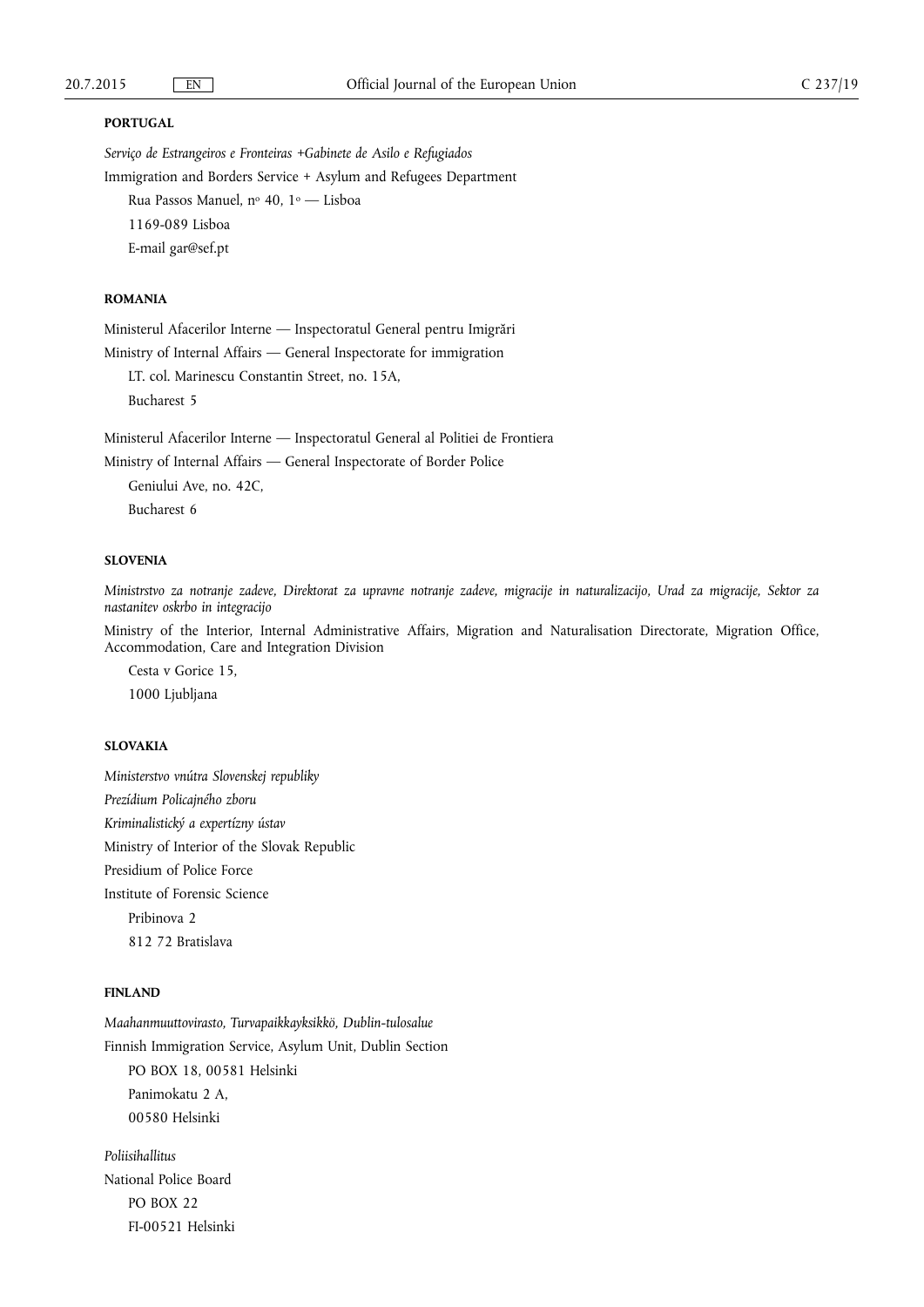**PORTUGAL**

*Serviço de Estrangeiros e Fronteiras +Gabinete de Asilo e Refugiados*

Immigration and Borders Service + Asylum and Refugees Department

Rua Passos Manuel, nº 40, 1º — Lisboa

1169-089 Lisboa

E-mail gar@sef.pt

**ROMANIA**

Ministerul Afacerilor Interne — Inspectoratul General pentru Imigrări

Ministry of Internal Affairs — General Inspectorate for immigration

LT. col. Marinescu Constantin Street, no. 15A,

Bucharest 5

Ministerul Afacerilor Interne — Inspectoratul General al Politiei de Frontiera

Ministry of Internal Affairs — General Inspectorate of Border Police

Geniului Ave, no. 42C,

Bucharest 6

**SLOVENIA**

*Ministrstvo za notranje zadeve, Direktorat za upravne notranje zadeve, migracije in naturalizacijo, Urad za migracije, Sektor za nastanitev oskrbo in integracijo*

Ministry of the Interior, Internal Administrative Affairs, Migration and Naturalisation Directorate, Migration Office, Accommodation, Care and Integration Division

Cesta v Gorice 15,

1000 Ljubljana

**SLOVAKIA**

*Ministerstvo vnútra Slovenskej republiky*

*Prezídium Policajného zboru*

*Kriminalistický a expertízny ústav*

Ministry of Interior of the Slovak Republic

Presidium of Police Force

Institute of Forensic Science

Pribinova 2

812 72 Bratislava

**FINLAND**

*Maahanmuuttovirasto, Turvapaikkayksikkö, Dublin-tulosalue*

Finnish Immigration Service, Asylum Unit, Dublin Section

PO BOX 18, 00581 Helsinki

Panimokatu 2 A,

00580 Helsinki

*Poliisihallitus*

National Police Board

PO BOX 22

FI-00521 Helsinki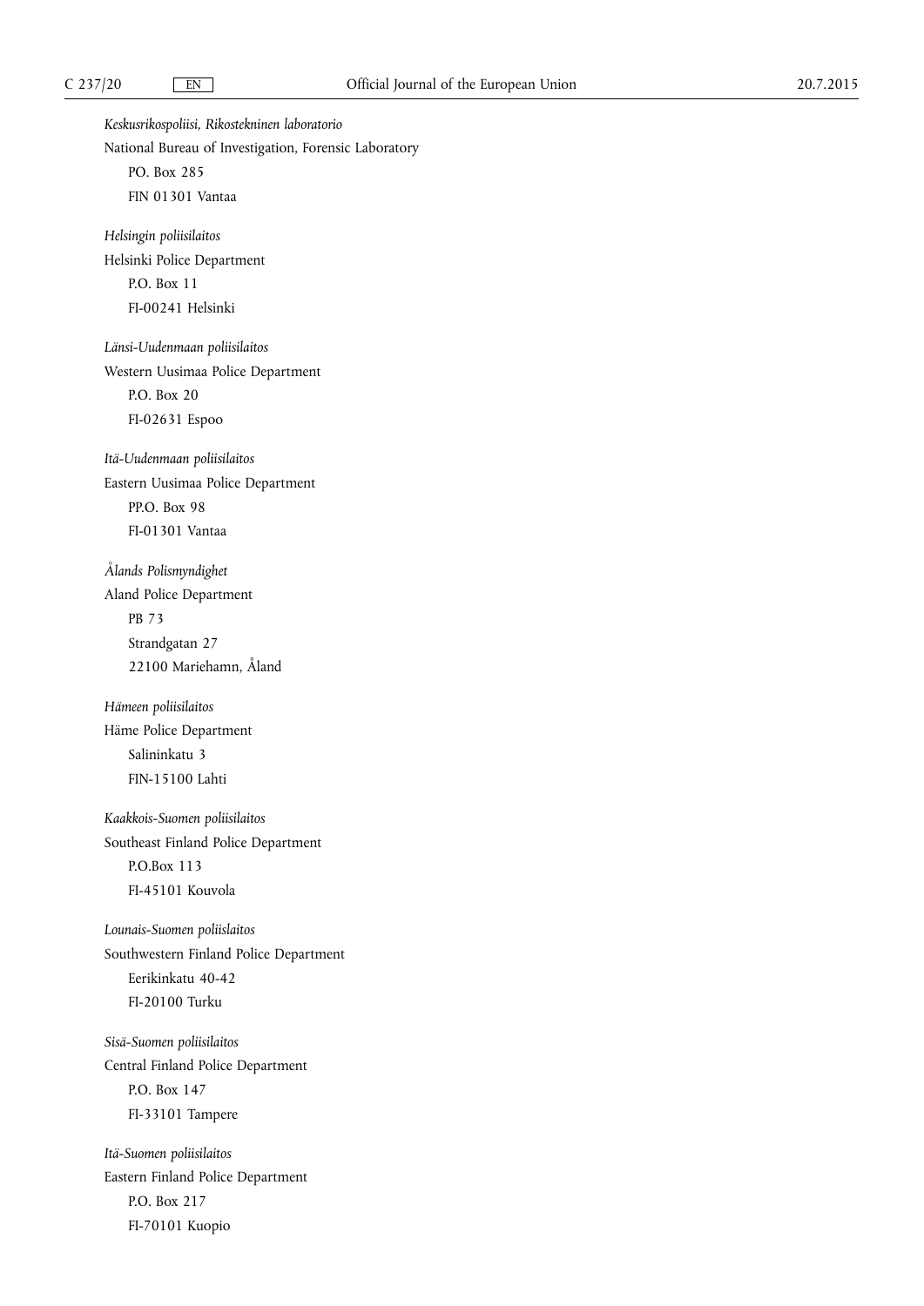*Keskusrikospoliisi, Rikostekninen laboratorio*

National Bureau of Investigation, Forensic Laboratory

PO. Box 285

FIN 01301 Vantaa

*Helsingin poliisilaitos*

Helsinki Police Department

P.O. Box 11

FI-00241 Helsinki

*Länsi-Uudenmaan poliisilaitos*

Western Uusimaa Police Department

P.O. Box 20

FI-02631 Espoo

*Itä-Uudenmaan poliisilaitos*

Eastern Uusimaa Police Department

PP.O. Box 98

FI-01301 Vantaa

*Ålands Polismyndighet*

Aland Police Department

PB 73

Strandgatan 27

22100 Mariehamn, Åland

*Hämeen poliisilaitos*

Häme Police Department

Salininkatu 3

FIN-15100 Lahti

*Kaakkois-Suomen poliisilaitos*

Southeast Finland Police Department

P.O.Box 113

FI-45101 Kouvola

*Lounais-Suomen poliislaitos*

Southwestern Finland Police Department

Eerikinkatu 40-42

FI-20100 Turku

*Sisä-Suomen poliisilaitos*

Central Finland Police Department

P.O. Box 147

FI-33101 Tampere

*Itä-Suomen poliisilaitos*

Eastern Finland Police Department

P.O. Box 217

FI-70101 Kuopio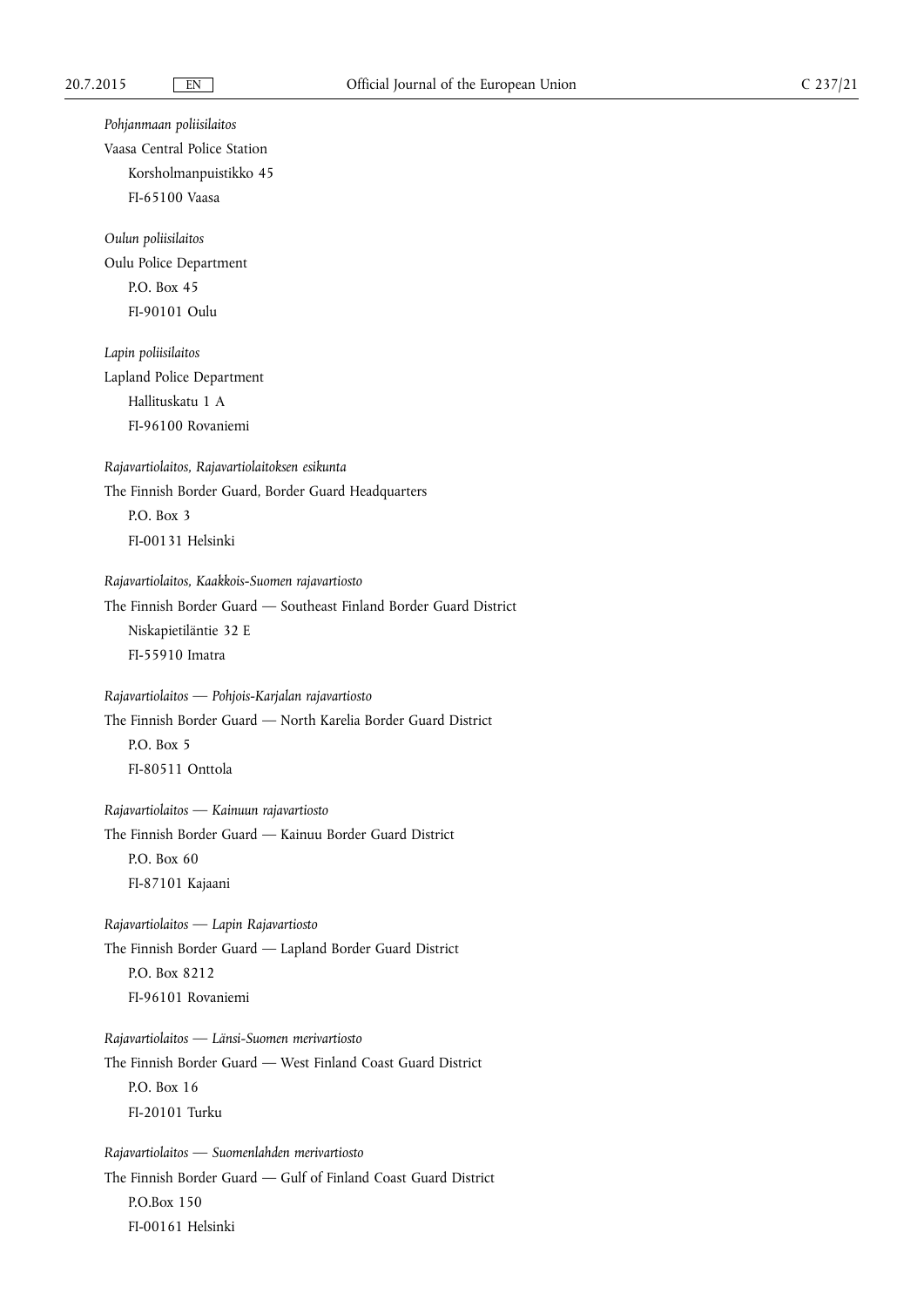*Pohjanmaan poliisilaitos*

Vaasa Central Police Station

Korsholmanpuistikko 45

FI-65100 Vaasa

*Oulun poliisilaitos*

Oulu Police Department

P.O. Box 45

FI-90101 Oulu

*Lapin poliisilaitos*

Lapland Police Department

Hallituskatu 1 A

FI-96100 Rovaniemi

*Rajavartiolaitos, Rajavartiolaitoksen esikunta*

The Finnish Border Guard, Border Guard Headquarters

P.O. Box 3

FI-00131 Helsinki

*Rajavartiolaitos, Kaakkois-Suomen rajavartiosto*

The Finnish Border Guard — Southeast Finland Border Guard District

Niskapietiläntie 32 E

FI-55910 Imatra

*Rajavartiolaitos — Pohjois-Karjalan rajavartiosto*

The Finnish Border Guard — North Karelia Border Guard District

P.O. Box 5

FI-80511 Onttola

*Rajavartiolaitos — Kainuun rajavartiosto*

The Finnish Border Guard — Kainuu Border Guard District

P.O. Box 60

FI-87101 Kajaani

*Rajavartiolaitos — Lapin Rajavartiosto*

The Finnish Border Guard — Lapland Border Guard District

P.O. Box 8212

FI-96101 Rovaniemi

*Rajavartiolaitos — Länsi-Suomen merivartiosto*

The Finnish Border Guard — West Finland Coast Guard District

P.O. Box 16

FI-20101 Turku

*Rajavartiolaitos — Suomenlahden merivartiosto*

The Finnish Border Guard — Gulf of Finland Coast Guard District

P.O.Box 150

FI-00161 Helsinki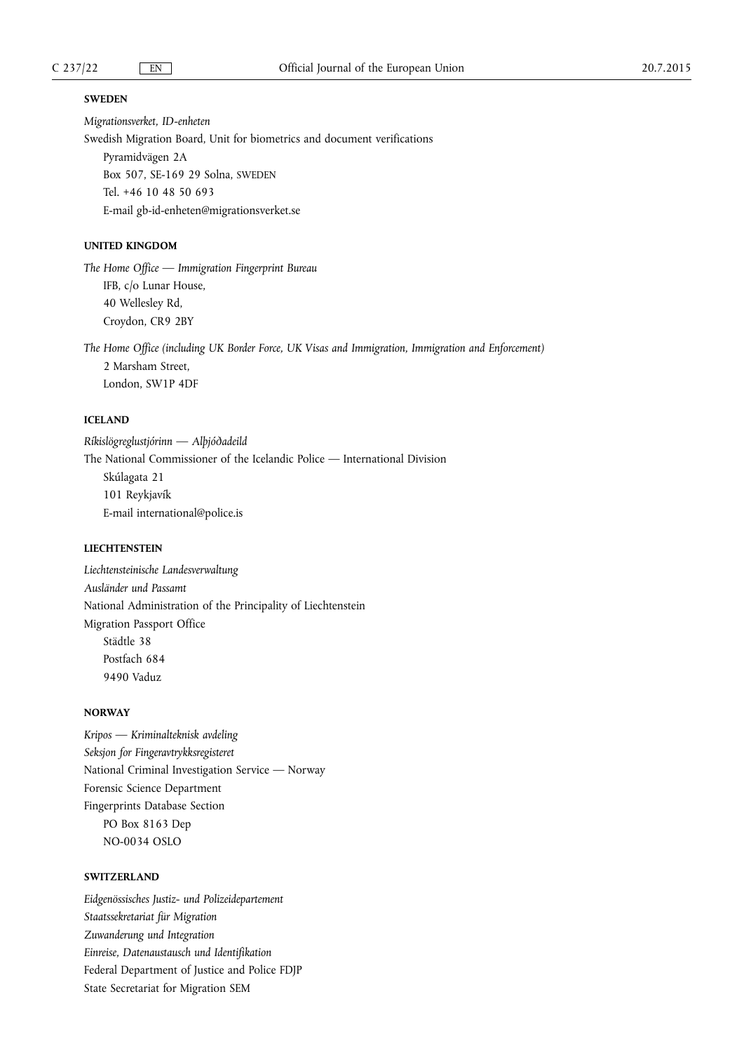**SWEDEN**

*Migrationsverket, ID-enheten*

Swedish Migration Board, Unit for biometrics and document verifications

Pyramidvägen 2A
Box 507, SE-169 29 Solna, SWEDEN
Tel. +46 10 48 50 693
E-mail gb-id-enheten@migrationsverket.se

**UNITED KINGDOM**

*The Home Office — Immigration Fingerprint Bureau*

IFB, c/o Lunar House,
40 Wellesley Rd,
Croydon, CR9 2BY

*The Home Office (including UK Border Force, UK Visas and Immigration, Immigration and Enforcement)*

2 Marsham Street,
London, SW1P 4DF

**ICELAND**

*Ríkislögreglustjórinn — Alþjóðadeild*

The National Commissioner of the Icelandic Police — International Division

Skúlagata 21
101 Reykjavík
E-mail international@police.is

**LIECHTENSTEIN**

*Liechtensteinische Landesverwaltung*

*Ausländer und Passamt*

National Administration of the Principality of Liechtenstein

Migration Passport Office

Städtle 38
Postfach 684
9490 Vaduz

**NORWAY**

*Kripos — Kriminalteknisk avdeling*

*Seksjon for Fingeravtrykksregisteret*

National Criminal Investigation Service — Norway

Forensic Science Department

Fingerprints Database Section

PO Box 8163 Dep
NO-0034 OSLO

**SWITZERLAND**

*Eidgenössisches Justiz- und Polizeidepartement*

*Staatssekretariat für Migration*

*Zuwanderung und Integration*

*Einreise, Datenaustausch und Identifikation*

Federal Department of Justice and Police FDJP

State Secretariat for Migration SEM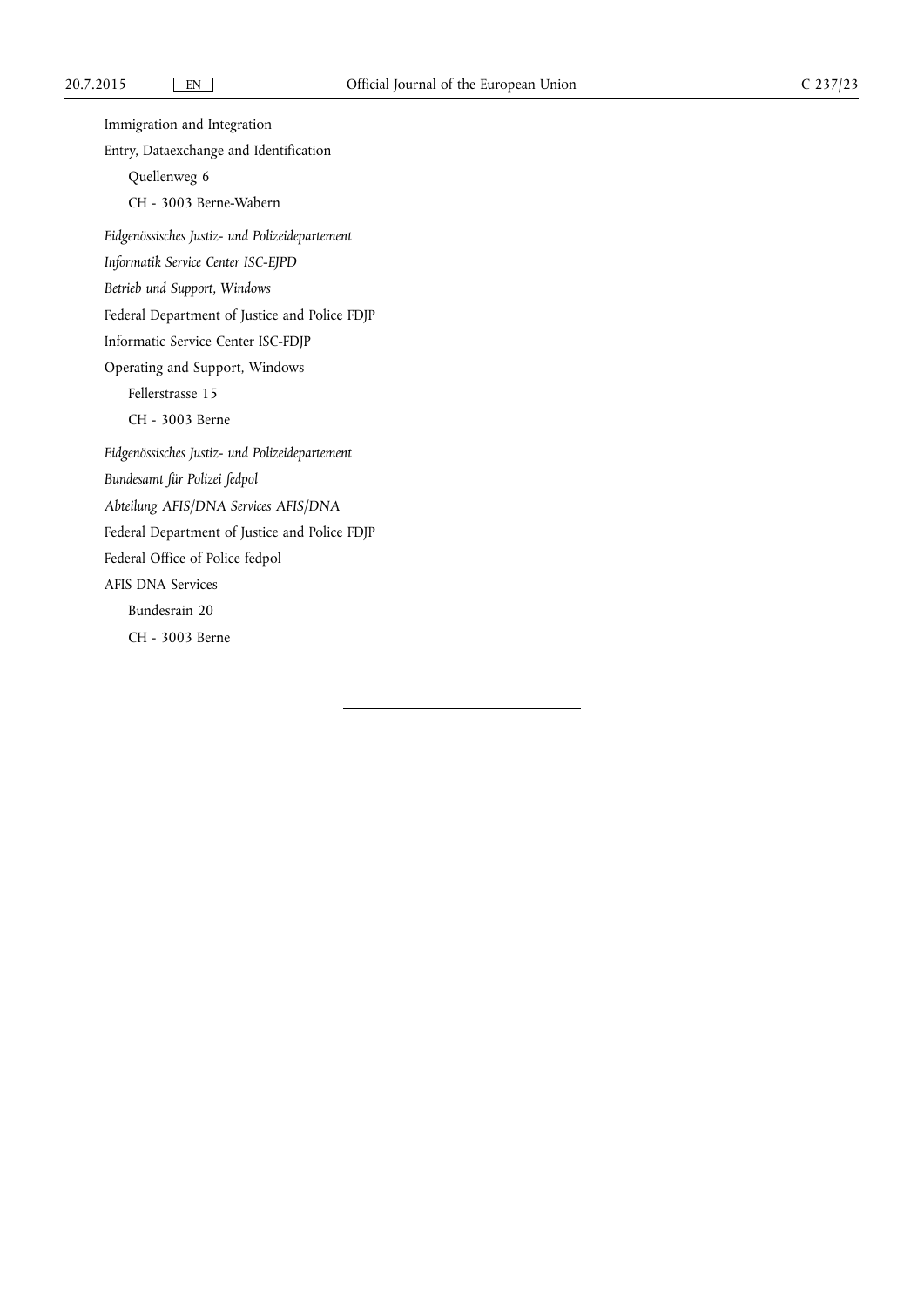Immigration and Integration

Entry, Dataexchange and Identification

Quellenweg 6

CH - 3003 Berne-Wabern

*Eidgenössisches Justiz- und Polizeidepartement*

*Informatik Service Center ISC-EJPD*

*Betrieb und Support, Windows*

Federal Department of Justice and Police FDJP

Informatic Service Center ISC-FDJP

Operating and Support, Windows

Fellerstrasse 15

CH - 3003 Berne

*Eidgenössisches Justiz- und Polizeidepartement*

*Bundesamt für Polizei fedpol*

*Abteilung AFIS/DNA Services AFIS/DNA*

Federal Department of Justice and Police FDJP

Federal Office of Police fedpol

AFIS DNA Services

Bundesrain 20

CH - 3003 Berne